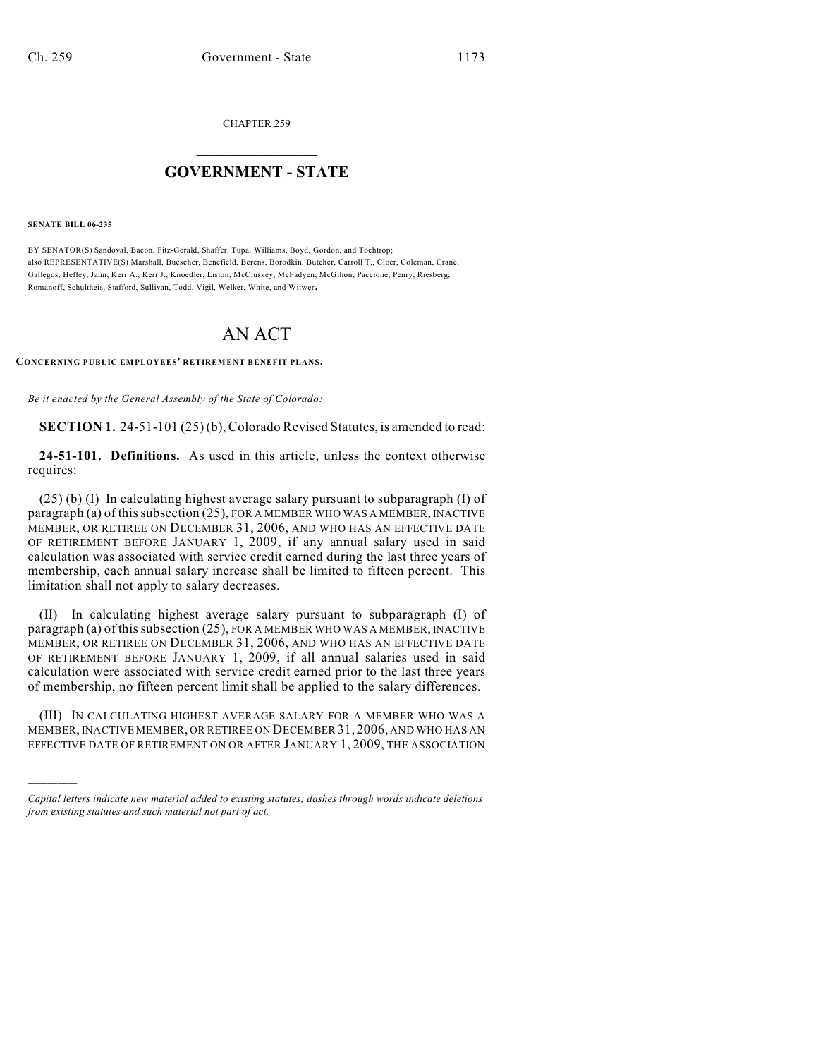CHAPTER 259

# GOVERNMENT - STATE

**SENATE BILL 06-235**

BY SENATOR(S) Sandoval, Bacon, Fitz-Gerald, Shaffer, Tupa, Williams, Boyd, Gordon, and Tochtrop;
also REPRESENTATIVE(S) Marshall, Buescher, Benefield, Berens, Borodkin, Butcher, Carroll T., Cloer, Coleman, Crane, Gallegos, Hefley, Jahn, Kerr A., Kerr J., Knoedler, Liston, McCluskey, McFadyen, McGihon, Paccione, Penry, Riesberg, Romanoff, Schultheis, Stafford, Sullivan, Todd, Vigil, Welker, White, and Witwer.

# AN ACT

**CONCERNING PUBLIC EMPLOYEES' RETIREMENT BENEFIT PLANS.**

*Be it enacted by the General Assembly of the State of Colorado:*

**SECTION 1.** 24-51-101 (25) (b), Colorado Revised Statutes, is amended to read:

**24-51-101. Definitions.** As used in this article, unless the context otherwise requires:

(25) (b) (I) In calculating highest average salary pursuant to subparagraph (I) of paragraph (a) of this subsection (25), FOR A MEMBER WHO WAS A MEMBER, INACTIVE MEMBER, OR RETIREE ON DECEMBER 31, 2006, AND WHO HAS AN EFFECTIVE DATE OF RETIREMENT BEFORE JANUARY 1, 2009, if any annual salary used in said calculation was associated with service credit earned during the last three years of membership, each annual salary increase shall be limited to fifteen percent. This limitation shall not apply to salary decreases.

(II) In calculating highest average salary pursuant to subparagraph (I) of paragraph (a) of this subsection (25), FOR A MEMBER WHO WAS A MEMBER, INACTIVE MEMBER, OR RETIREE ON DECEMBER 31, 2006, AND WHO HAS AN EFFECTIVE DATE OF RETIREMENT BEFORE JANUARY 1, 2009, if all annual salaries used in said calculation were associated with service credit earned prior to the last three years of membership, no fifteen percent limit shall be applied to the salary differences.

(III) IN CALCULATING HIGHEST AVERAGE SALARY FOR A MEMBER WHO WAS A MEMBER, INACTIVE MEMBER, OR RETIREE ON DECEMBER 31, 2006, AND WHO HAS AN EFFECTIVE DATE OF RETIREMENT ON OR AFTER JANUARY 1, 2009, THE ASSOCIATION

---

*Capital letters indicate new material added to existing statutes; dashes through words indicate deletions from existing statutes and such material not part of act.*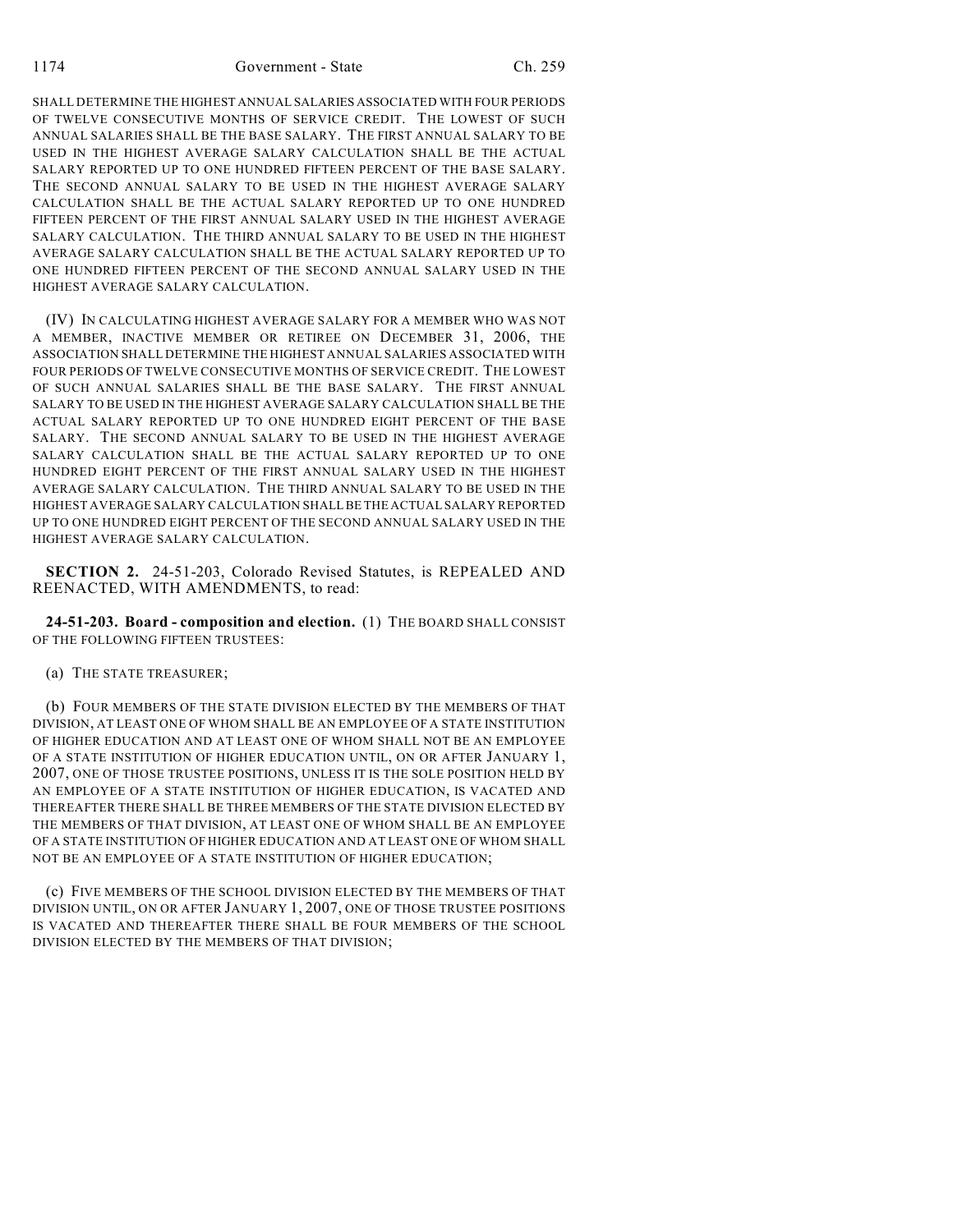SHALL DETERMINE THE HIGHEST ANNUAL SALARIES ASSOCIATED WITH FOUR PERIODS OF TWELVE CONSECUTIVE MONTHS OF SERVICE CREDIT. THE LOWEST OF SUCH ANNUAL SALARIES SHALL BE THE BASE SALARY. THE FIRST ANNUAL SALARY TO BE USED IN THE HIGHEST AVERAGE SALARY CALCULATION SHALL BE THE ACTUAL SALARY REPORTED UP TO ONE HUNDRED FIFTEEN PERCENT OF THE BASE SALARY. THE SECOND ANNUAL SALARY TO BE USED IN THE HIGHEST AVERAGE SALARY CALCULATION SHALL BE THE ACTUAL SALARY REPORTED UP TO ONE HUNDRED FIFTEEN PERCENT OF THE FIRST ANNUAL SALARY USED IN THE HIGHEST AVERAGE SALARY CALCULATION. THE THIRD ANNUAL SALARY TO BE USED IN THE HIGHEST AVERAGE SALARY CALCULATION SHALL BE THE ACTUAL SALARY REPORTED UP TO ONE HUNDRED FIFTEEN PERCENT OF THE SECOND ANNUAL SALARY USED IN THE HIGHEST AVERAGE SALARY CALCULATION.

(IV) IN CALCULATING HIGHEST AVERAGE SALARY FOR A MEMBER WHO WAS NOT A MEMBER, INACTIVE MEMBER OR RETIREE ON DECEMBER 31, 2006, THE ASSOCIATION SHALL DETERMINE THE HIGHEST ANNUAL SALARIES ASSOCIATED WITH FOUR PERIODS OF TWELVE CONSECUTIVE MONTHS OF SERVICE CREDIT. THE LOWEST OF SUCH ANNUAL SALARIES SHALL BE THE BASE SALARY. THE FIRST ANNUAL SALARY TO BE USED IN THE HIGHEST AVERAGE SALARY CALCULATION SHALL BE THE ACTUAL SALARY REPORTED UP TO ONE HUNDRED EIGHT PERCENT OF THE BASE SALARY. THE SECOND ANNUAL SALARY TO BE USED IN THE HIGHEST AVERAGE SALARY CALCULATION SHALL BE THE ACTUAL SALARY REPORTED UP TO ONE HUNDRED EIGHT PERCENT OF THE FIRST ANNUAL SALARY USED IN THE HIGHEST AVERAGE SALARY CALCULATION. THE THIRD ANNUAL SALARY TO BE USED IN THE HIGHEST AVERAGE SALARY CALCULATION SHALL BE THE ACTUAL SALARY REPORTED UP TO ONE HUNDRED EIGHT PERCENT OF THE SECOND ANNUAL SALARY USED IN THE HIGHEST AVERAGE SALARY CALCULATION.

**SECTION 2.** 24-51-203, Colorado Revised Statutes, is REPEALED AND REENACTED, WITH AMENDMENTS, to read:

**24-51-203. Board - composition and election.** (1) THE BOARD SHALL CONSIST OF THE FOLLOWING FIFTEEN TRUSTEES:

(a) THE STATE TREASURER;

(b) FOUR MEMBERS OF THE STATE DIVISION ELECTED BY THE MEMBERS OF THAT DIVISION, AT LEAST ONE OF WHOM SHALL BE AN EMPLOYEE OF A STATE INSTITUTION OF HIGHER EDUCATION AND AT LEAST ONE OF WHOM SHALL NOT BE AN EMPLOYEE OF A STATE INSTITUTION OF HIGHER EDUCATION UNTIL, ON OR AFTER JANUARY 1, 2007, ONE OF THOSE TRUSTEE POSITIONS, UNLESS IT IS THE SOLE POSITION HELD BY AN EMPLOYEE OF A STATE INSTITUTION OF HIGHER EDUCATION, IS VACATED AND THEREAFTER THERE SHALL BE THREE MEMBERS OF THE STATE DIVISION ELECTED BY THE MEMBERS OF THAT DIVISION, AT LEAST ONE OF WHOM SHALL BE AN EMPLOYEE OF A STATE INSTITUTION OF HIGHER EDUCATION AND AT LEAST ONE OF WHOM SHALL NOT BE AN EMPLOYEE OF A STATE INSTITUTION OF HIGHER EDUCATION;

(c) FIVE MEMBERS OF THE SCHOOL DIVISION ELECTED BY THE MEMBERS OF THAT DIVISION UNTIL, ON OR AFTER JANUARY 1, 2007, ONE OF THOSE TRUSTEE POSITIONS IS VACATED AND THEREAFTER THERE SHALL BE FOUR MEMBERS OF THE SCHOOL DIVISION ELECTED BY THE MEMBERS OF THAT DIVISION;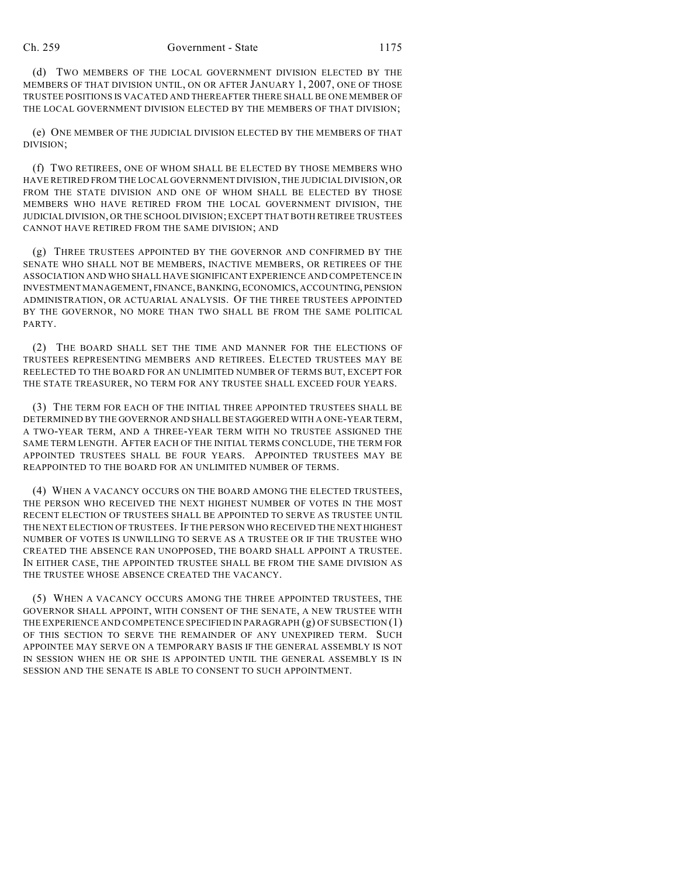(d) TWO MEMBERS OF THE LOCAL GOVERNMENT DIVISION ELECTED BY THE MEMBERS OF THAT DIVISION UNTIL, ON OR AFTER JANUARY 1, 2007, ONE OF THOSE TRUSTEE POSITIONS IS VACATED AND THEREAFTER THERE SHALL BE ONE MEMBER OF THE LOCAL GOVERNMENT DIVISION ELECTED BY THE MEMBERS OF THAT DIVISION;

(e) ONE MEMBER OF THE JUDICIAL DIVISION ELECTED BY THE MEMBERS OF THAT DIVISION;

(f) TWO RETIREES, ONE OF WHOM SHALL BE ELECTED BY THOSE MEMBERS WHO HAVE RETIRED FROM THE LOCAL GOVERNMENT DIVISION, THE JUDICIAL DIVISION, OR FROM THE STATE DIVISION AND ONE OF WHOM SHALL BE ELECTED BY THOSE MEMBERS WHO HAVE RETIRED FROM THE LOCAL GOVERNMENT DIVISION, THE JUDICIAL DIVISION, OR THE SCHOOL DIVISION; EXCEPT THAT BOTH RETIREE TRUSTEES CANNOT HAVE RETIRED FROM THE SAME DIVISION; AND

(g) THREE TRUSTEES APPOINTED BY THE GOVERNOR AND CONFIRMED BY THE SENATE WHO SHALL NOT BE MEMBERS, INACTIVE MEMBERS, OR RETIREES OF THE ASSOCIATION AND WHO SHALL HAVE SIGNIFICANT EXPERIENCE AND COMPETENCE IN INVESTMENT MANAGEMENT, FINANCE, BANKING, ECONOMICS, ACCOUNTING, PENSION ADMINISTRATION, OR ACTUARIAL ANALYSIS. OF THE THREE TRUSTEES APPOINTED BY THE GOVERNOR, NO MORE THAN TWO SHALL BE FROM THE SAME POLITICAL PARTY.

(2) THE BOARD SHALL SET THE TIME AND MANNER FOR THE ELECTIONS OF TRUSTEES REPRESENTING MEMBERS AND RETIREES. ELECTED TRUSTEES MAY BE REELECTED TO THE BOARD FOR AN UNLIMITED NUMBER OF TERMS BUT, EXCEPT FOR THE STATE TREASURER, NO TERM FOR ANY TRUSTEE SHALL EXCEED FOUR YEARS.

(3) THE TERM FOR EACH OF THE INITIAL THREE APPOINTED TRUSTEES SHALL BE DETERMINED BY THE GOVERNOR AND SHALL BE STAGGERED WITH A ONE-YEAR TERM, A TWO-YEAR TERM, AND A THREE-YEAR TERM WITH NO TRUSTEE ASSIGNED THE SAME TERM LENGTH. AFTER EACH OF THE INITIAL TERMS CONCLUDE, THE TERM FOR APPOINTED TRUSTEES SHALL BE FOUR YEARS. APPOINTED TRUSTEES MAY BE REAPPOINTED TO THE BOARD FOR AN UNLIMITED NUMBER OF TERMS.

(4) WHEN A VACANCY OCCURS ON THE BOARD AMONG THE ELECTED TRUSTEES, THE PERSON WHO RECEIVED THE NEXT HIGHEST NUMBER OF VOTES IN THE MOST RECENT ELECTION OF TRUSTEES SHALL BE APPOINTED TO SERVE AS TRUSTEE UNTIL THE NEXT ELECTION OF TRUSTEES. IF THE PERSON WHO RECEIVED THE NEXT HIGHEST NUMBER OF VOTES IS UNWILLING TO SERVE AS A TRUSTEE OR IF THE TRUSTEE WHO CREATED THE ABSENCE RAN UNOPPOSED, THE BOARD SHALL APPOINT A TRUSTEE. IN EITHER CASE, THE APPOINTED TRUSTEE SHALL BE FROM THE SAME DIVISION AS THE TRUSTEE WHOSE ABSENCE CREATED THE VACANCY.

(5) WHEN A VACANCY OCCURS AMONG THE THREE APPOINTED TRUSTEES, THE GOVERNOR SHALL APPOINT, WITH CONSENT OF THE SENATE, A NEW TRUSTEE WITH THE EXPERIENCE AND COMPETENCE SPECIFIED IN PARAGRAPH (g) OF SUBSECTION (1) OF THIS SECTION TO SERVE THE REMAINDER OF ANY UNEXPIRED TERM. SUCH APPOINTEE MAY SERVE ON A TEMPORARY BASIS IF THE GENERAL ASSEMBLY IS NOT IN SESSION WHEN HE OR SHE IS APPOINTED UNTIL THE GENERAL ASSEMBLY IS IN SESSION AND THE SENATE IS ABLE TO CONSENT TO SUCH APPOINTMENT.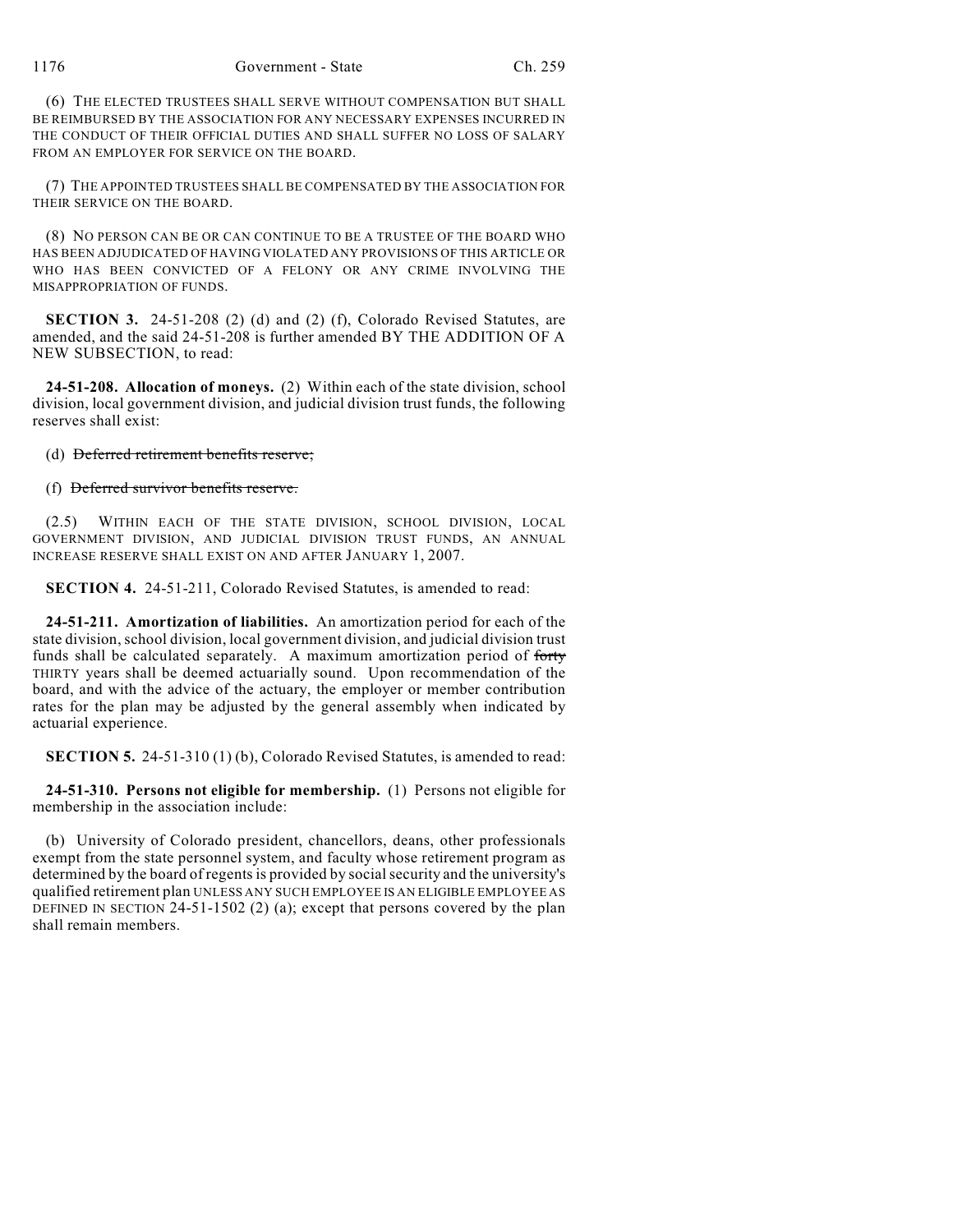(6) THE ELECTED TRUSTEES SHALL SERVE WITHOUT COMPENSATION BUT SHALL BE REIMBURSED BY THE ASSOCIATION FOR ANY NECESSARY EXPENSES INCURRED IN THE CONDUCT OF THEIR OFFICIAL DUTIES AND SHALL SUFFER NO LOSS OF SALARY FROM AN EMPLOYER FOR SERVICE ON THE BOARD.

(7) THE APPOINTED TRUSTEES SHALL BE COMPENSATED BY THE ASSOCIATION FOR THEIR SERVICE ON THE BOARD.

(8) NO PERSON CAN BE OR CAN CONTINUE TO BE A TRUSTEE OF THE BOARD WHO HAS BEEN ADJUDICATED OF HAVING VIOLATED ANY PROVISIONS OF THIS ARTICLE OR WHO HAS BEEN CONVICTED OF A FELONY OR ANY CRIME INVOLVING THE MISAPPROPRIATION OF FUNDS.

**SECTION 3.** 24-51-208 (2) (d) and (2) (f), Colorado Revised Statutes, are amended, and the said 24-51-208 is further amended BY THE ADDITION OF A NEW SUBSECTION, to read:

**24-51-208. Allocation of moneys.** (2) Within each of the state division, school division, local government division, and judicial division trust funds, the following reserves shall exist:

(d) ~~Deferred retirement benefits reserve;~~

(f) ~~Deferred survivor benefits reserve.~~

(2.5) WITHIN EACH OF THE STATE DIVISION, SCHOOL DIVISION, LOCAL GOVERNMENT DIVISION, AND JUDICIAL DIVISION TRUST FUNDS, AN ANNUAL INCREASE RESERVE SHALL EXIST ON AND AFTER JANUARY 1, 2007.

**SECTION 4.** 24-51-211, Colorado Revised Statutes, is amended to read:

**24-51-211. Amortization of liabilities.** An amortization period for each of the state division, school division, local government division, and judicial division trust funds shall be calculated separately. A maximum amortization period of ~~forty~~ THIRTY years shall be deemed actuarially sound. Upon recommendation of the board, and with the advice of the actuary, the employer or member contribution rates for the plan may be adjusted by the general assembly when indicated by actuarial experience.

**SECTION 5.** 24-51-310 (1) (b), Colorado Revised Statutes, is amended to read:

**24-51-310. Persons not eligible for membership.** (1) Persons not eligible for membership in the association include:

(b) University of Colorado president, chancellors, deans, other professionals exempt from the state personnel system, and faculty whose retirement program as determined by the board of regents is provided by social security and the university's qualified retirement plan UNLESS ANY SUCH EMPLOYEE IS AN ELIGIBLE EMPLOYEE AS DEFINED IN SECTION 24-51-1502 (2) (a); except that persons covered by the plan shall remain members.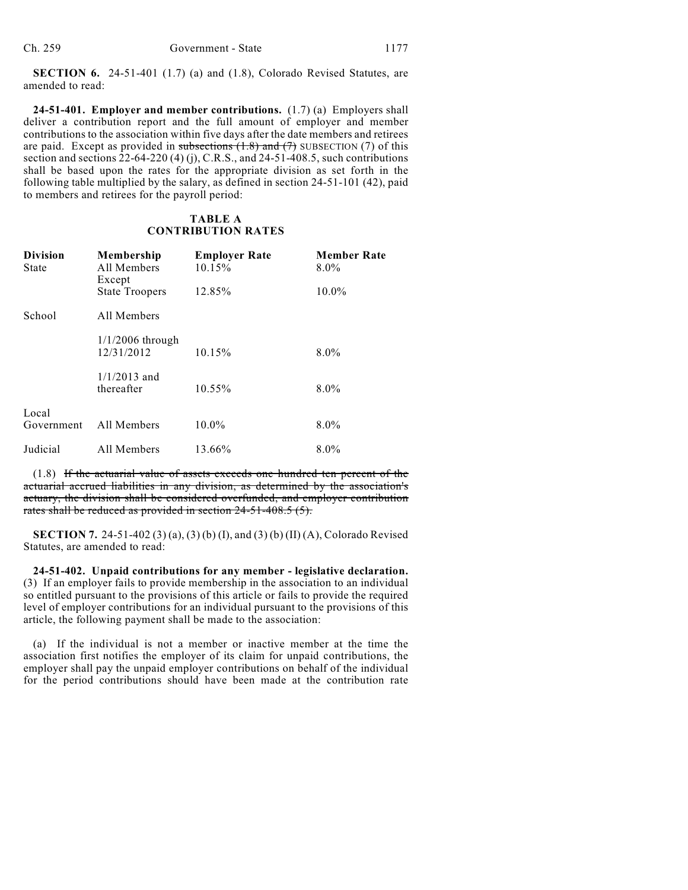**SECTION 6.** 24-51-401 (1.7) (a) and (1.8), Colorado Revised Statutes, are amended to read:

**24-51-401. Employer and member contributions.** (1.7) (a) Employers shall deliver a contribution report and the full amount of employer and member contributions to the association within five days after the date members and retirees are paid. Except as provided in ~~subsections (1.8) and (7)~~ SUBSECTION (7) of this section and sections 22-64-220 (4) (j), C.R.S., and 24-51-408.5, such contributions shall be based upon the rates for the appropriate division as set forth in the following table multiplied by the salary, as defined in section 24-51-101 (42), paid to members and retirees for the payroll period:

**TABLE A**
**CONTRIBUTION RATES**

| Division | Membership | Employer Rate | Member Rate |
|---|---|---|---|
| State | All Members Except | 10.15% | 8.0% |
| | State Troopers | 12.85% | 10.0% |
| School | All Members | | |
| | 1/1/2006 through 12/31/2012 | 10.15% | 8.0% |
| | 1/1/2013 and thereafter | 10.55% | 8.0% |
| Local Government | All Members | 10.0% | 8.0% |
| Judicial | All Members | 13.66% | 8.0% |

(1.8) ~~If the actuarial value of assets exceeds one hundred ten percent of the actuarial accrued liabilities in any division, as determined by the association's actuary, the division shall be considered overfunded, and employer contribution rates shall be reduced as provided in section 24-51-408.5 (5).~~

**SECTION 7.** 24-51-402 (3) (a), (3) (b) (I), and (3) (b) (II) (A), Colorado Revised Statutes, are amended to read:

**24-51-402. Unpaid contributions for any member - legislative declaration.** (3) If an employer fails to provide membership in the association to an individual so entitled pursuant to the provisions of this article or fails to provide the required level of employer contributions for an individual pursuant to the provisions of this article, the following payment shall be made to the association:

(a) If the individual is not a member or inactive member at the time the association first notifies the employer of its claim for unpaid contributions, the employer shall pay the unpaid employer contributions on behalf of the individual for the period contributions should have been made at the contribution rate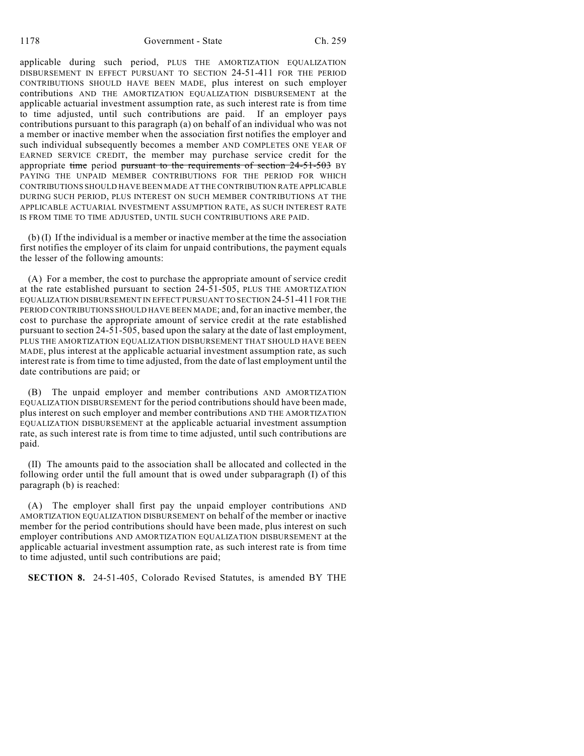applicable during such period, PLUS THE AMORTIZATION EQUALIZATION DISBURSEMENT IN EFFECT PURSUANT TO SECTION 24-51-411 FOR THE PERIOD CONTRIBUTIONS SHOULD HAVE BEEN MADE, plus interest on such employer contributions AND THE AMORTIZATION EQUALIZATION DISBURSEMENT at the applicable actuarial investment assumption rate, as such interest rate is from time to time adjusted, until such contributions are paid. If an employer pays contributions pursuant to this paragraph (a) on behalf of an individual who was not a member or inactive member when the association first notifies the employer and such individual subsequently becomes a member AND COMPLETES ONE YEAR OF EARNED SERVICE CREDIT, the member may purchase service credit for the appropriate ~~time~~ period ~~pursuant to the requirements of section 24-51-503~~ BY PAYING THE UNPAID MEMBER CONTRIBUTIONS FOR THE PERIOD FOR WHICH CONTRIBUTIONS SHOULD HAVE BEEN MADE AT THE CONTRIBUTION RATE APPLICABLE DURING SUCH PERIOD, PLUS INTEREST ON SUCH MEMBER CONTRIBUTIONS AT THE APPLICABLE ACTUARIAL INVESTMENT ASSUMPTION RATE, AS SUCH INTEREST RATE IS FROM TIME TO TIME ADJUSTED, UNTIL SUCH CONTRIBUTIONS ARE PAID.

(b) (I) If the individual is a member or inactive member at the time the association first notifies the employer of its claim for unpaid contributions, the payment equals the lesser of the following amounts:

(A) For a member, the cost to purchase the appropriate amount of service credit at the rate established pursuant to section 24-51-505, PLUS THE AMORTIZATION EQUALIZATION DISBURSEMENT IN EFFECT PURSUANT TO SECTION 24-51-411 FOR THE PERIOD CONTRIBUTIONS SHOULD HAVE BEEN MADE; and, for an inactive member, the cost to purchase the appropriate amount of service credit at the rate established pursuant to section 24-51-505, based upon the salary at the date of last employment, PLUS THE AMORTIZATION EQUALIZATION DISBURSEMENT THAT SHOULD HAVE BEEN MADE, plus interest at the applicable actuarial investment assumption rate, as such interest rate is from time to time adjusted, from the date of last employment until the date contributions are paid; or

(B) The unpaid employer and member contributions AND AMORTIZATION EQUALIZATION DISBURSEMENT for the period contributions should have been made, plus interest on such employer and member contributions AND THE AMORTIZATION EQUALIZATION DISBURSEMENT at the applicable actuarial investment assumption rate, as such interest rate is from time to time adjusted, until such contributions are paid.

(II) The amounts paid to the association shall be allocated and collected in the following order until the full amount that is owed under subparagraph (I) of this paragraph (b) is reached:

(A) The employer shall first pay the unpaid employer contributions AND AMORTIZATION EQUALIZATION DISBURSEMENT on behalf of the member or inactive member for the period contributions should have been made, plus interest on such employer contributions AND AMORTIZATION EQUALIZATION DISBURSEMENT at the applicable actuarial investment assumption rate, as such interest rate is from time to time adjusted, until such contributions are paid;

**SECTION 8.** 24-51-405, Colorado Revised Statutes, is amended BY THE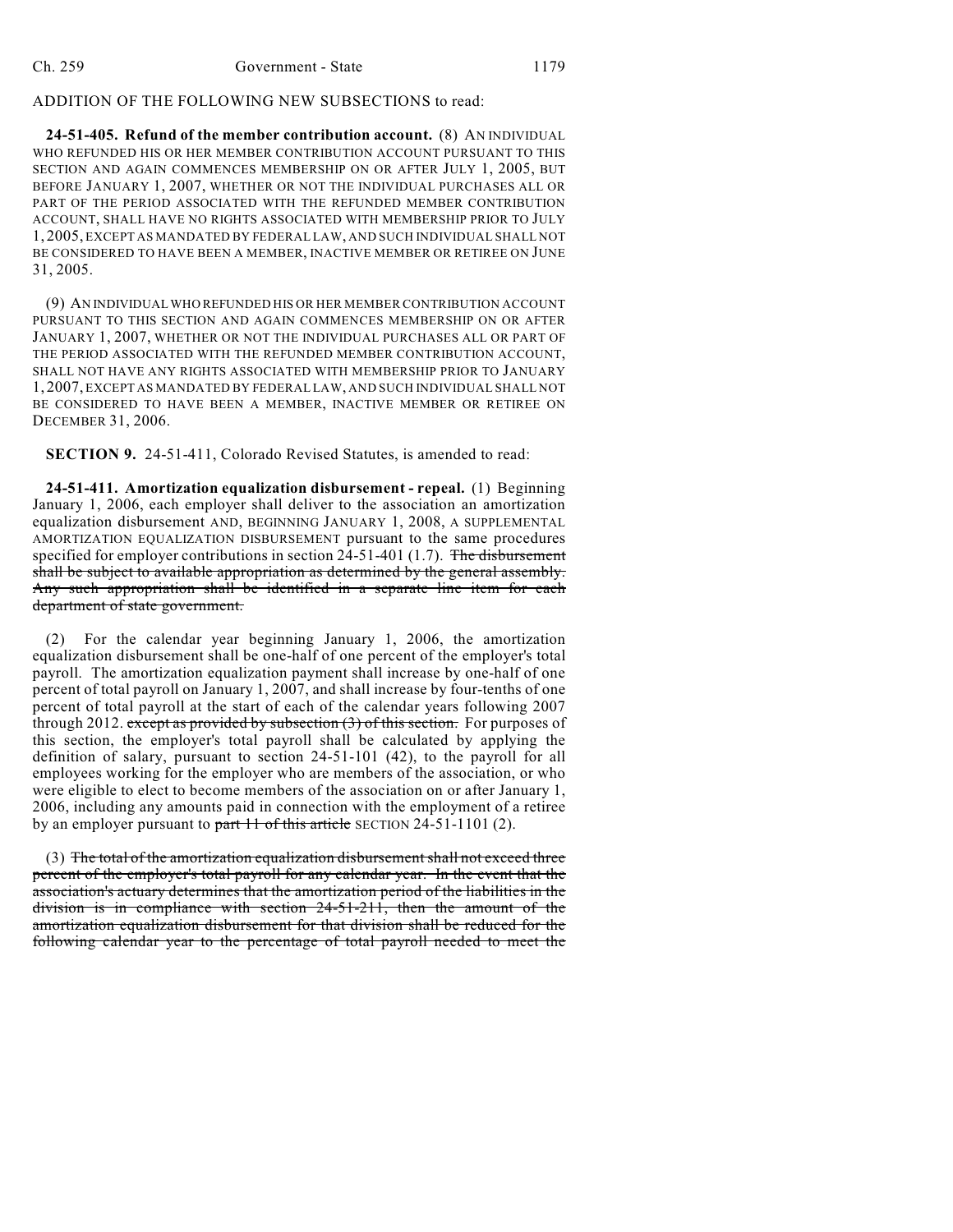ADDITION OF THE FOLLOWING NEW SUBSECTIONS to read:

**24-51-405. Refund of the member contribution account.** (8) AN INDIVIDUAL WHO REFUNDED HIS OR HER MEMBER CONTRIBUTION ACCOUNT PURSUANT TO THIS SECTION AND AGAIN COMMENCES MEMBERSHIP ON OR AFTER JULY 1, 2005, BUT BEFORE JANUARY 1, 2007, WHETHER OR NOT THE INDIVIDUAL PURCHASES ALL OR PART OF THE PERIOD ASSOCIATED WITH THE REFUNDED MEMBER CONTRIBUTION ACCOUNT, SHALL HAVE NO RIGHTS ASSOCIATED WITH MEMBERSHIP PRIOR TO JULY 1, 2005, EXCEPT AS MANDATED BY FEDERAL LAW, AND SUCH INDIVIDUAL SHALL NOT BE CONSIDERED TO HAVE BEEN A MEMBER, INACTIVE MEMBER OR RETIREE ON JUNE 31, 2005.

(9) AN INDIVIDUAL WHO REFUNDED HIS OR HER MEMBER CONTRIBUTION ACCOUNT PURSUANT TO THIS SECTION AND AGAIN COMMENCES MEMBERSHIP ON OR AFTER JANUARY 1, 2007, WHETHER OR NOT THE INDIVIDUAL PURCHASES ALL OR PART OF THE PERIOD ASSOCIATED WITH THE REFUNDED MEMBER CONTRIBUTION ACCOUNT, SHALL NOT HAVE ANY RIGHTS ASSOCIATED WITH MEMBERSHIP PRIOR TO JANUARY 1, 2007, EXCEPT AS MANDATED BY FEDERAL LAW, AND SUCH INDIVIDUAL SHALL NOT BE CONSIDERED TO HAVE BEEN A MEMBER, INACTIVE MEMBER OR RETIREE ON DECEMBER 31, 2006.

**SECTION 9.** 24-51-411, Colorado Revised Statutes, is amended to read:

**24-51-411. Amortization equalization disbursement - repeal.** (1) Beginning January 1, 2006, each employer shall deliver to the association an amortization equalization disbursement AND, BEGINNING JANUARY 1, 2008, A SUPPLEMENTAL AMORTIZATION EQUALIZATION DISBURSEMENT pursuant to the same procedures specified for employer contributions in section 24-51-401 (1.7). ~~The disbursement shall be subject to available appropriation as determined by the general assembly. Any such appropriation shall be identified in a separate line item for each department of state government.~~

(2) For the calendar year beginning January 1, 2006, the amortization equalization disbursement shall be one-half of one percent of the employer's total payroll. The amortization equalization payment shall increase by one-half of one percent of total payroll on January 1, 2007, and shall increase by four-tenths of one percent of total payroll at the start of each of the calendar years following 2007 through 2012. ~~except as provided by subsection (3) of this section.~~ For purposes of this section, the employer's total payroll shall be calculated by applying the definition of salary, pursuant to section 24-51-101 (42), to the payroll for all employees working for the employer who are members of the association, or who were eligible to elect to become members of the association on or after January 1, 2006, including any amounts paid in connection with the employment of a retiree by an employer pursuant to ~~part 11 of this article~~ SECTION 24-51-1101 (2).

(3) ~~The total of the amortization equalization disbursement shall not exceed three percent of the employer's total payroll for any calendar year. In the event that the association's actuary determines that the amortization period of the liabilities in the division is in compliance with section 24-51-211, then the amount of the amortization equalization disbursement for that division shall be reduced for the following calendar year to the percentage of total payroll needed to meet the~~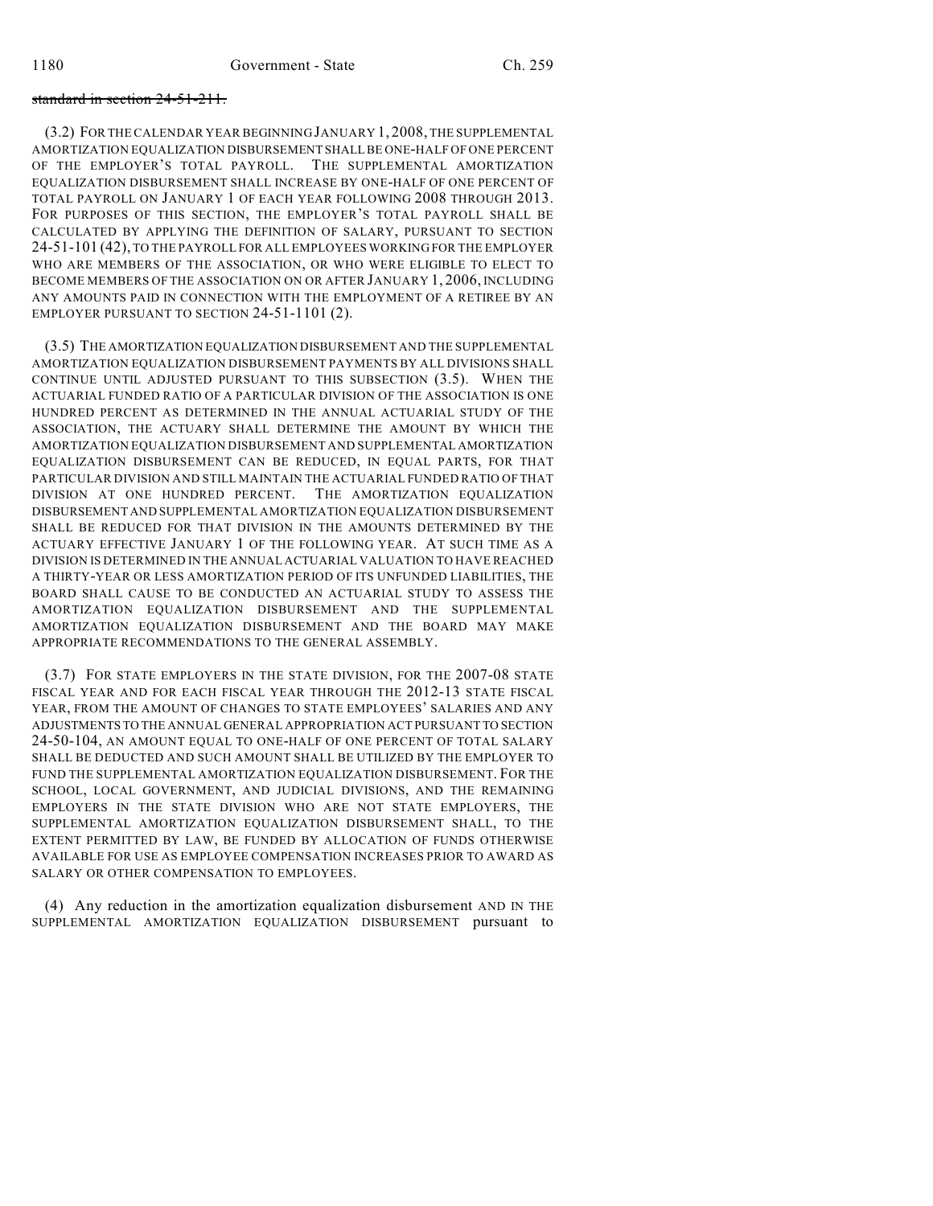~~standard in section 24-51-211.~~

(3.2) FOR THE CALENDAR YEAR BEGINNING JANUARY 1, 2008, THE SUPPLEMENTAL AMORTIZATION EQUALIZATION DISBURSEMENT SHALL BE ONE-HALF OF ONE PERCENT OF THE EMPLOYER'S TOTAL PAYROLL. THE SUPPLEMENTAL AMORTIZATION EQUALIZATION DISBURSEMENT SHALL INCREASE BY ONE-HALF OF ONE PERCENT OF TOTAL PAYROLL ON JANUARY 1 OF EACH YEAR FOLLOWING 2008 THROUGH 2013. FOR PURPOSES OF THIS SECTION, THE EMPLOYER'S TOTAL PAYROLL SHALL BE CALCULATED BY APPLYING THE DEFINITION OF SALARY, PURSUANT TO SECTION 24-51-101 (42), TO THE PAYROLL FOR ALL EMPLOYEES WORKING FOR THE EMPLOYER WHO ARE MEMBERS OF THE ASSOCIATION, OR WHO WERE ELIGIBLE TO ELECT TO BECOME MEMBERS OF THE ASSOCIATION ON OR AFTER JANUARY 1, 2006, INCLUDING ANY AMOUNTS PAID IN CONNECTION WITH THE EMPLOYMENT OF A RETIREE BY AN EMPLOYER PURSUANT TO SECTION 24-51-1101 (2).

(3.5) THE AMORTIZATION EQUALIZATION DISBURSEMENT AND THE SUPPLEMENTAL AMORTIZATION EQUALIZATION DISBURSEMENT PAYMENTS BY ALL DIVISIONS SHALL CONTINUE UNTIL ADJUSTED PURSUANT TO THIS SUBSECTION (3.5). WHEN THE ACTUARIAL FUNDED RATIO OF A PARTICULAR DIVISION OF THE ASSOCIATION IS ONE HUNDRED PERCENT AS DETERMINED IN THE ANNUAL ACTUARIAL STUDY OF THE ASSOCIATION, THE ACTUARY SHALL DETERMINE THE AMOUNT BY WHICH THE AMORTIZATION EQUALIZATION DISBURSEMENT AND SUPPLEMENTAL AMORTIZATION EQUALIZATION DISBURSEMENT CAN BE REDUCED, IN EQUAL PARTS, FOR THAT PARTICULAR DIVISION AND STILL MAINTAIN THE ACTUARIAL FUNDED RATIO OF THAT DIVISION AT ONE HUNDRED PERCENT. THE AMORTIZATION EQUALIZATION DISBURSEMENT AND SUPPLEMENTAL AMORTIZATION EQUALIZATION DISBURSEMENT SHALL BE REDUCED FOR THAT DIVISION IN THE AMOUNTS DETERMINED BY THE ACTUARY EFFECTIVE JANUARY 1 OF THE FOLLOWING YEAR. AT SUCH TIME AS A DIVISION IS DETERMINED IN THE ANNUAL ACTUARIAL VALUATION TO HAVE REACHED A THIRTY-YEAR OR LESS AMORTIZATION PERIOD OF ITS UNFUNDED LIABILITIES, THE BOARD SHALL CAUSE TO BE CONDUCTED AN ACTUARIAL STUDY TO ASSESS THE AMORTIZATION EQUALIZATION DISBURSEMENT AND THE SUPPLEMENTAL AMORTIZATION EQUALIZATION DISBURSEMENT AND THE BOARD MAY MAKE APPROPRIATE RECOMMENDATIONS TO THE GENERAL ASSEMBLY.

(3.7) FOR STATE EMPLOYERS IN THE STATE DIVISION, FOR THE 2007-08 STATE FISCAL YEAR AND FOR EACH FISCAL YEAR THROUGH THE 2012-13 STATE FISCAL YEAR, FROM THE AMOUNT OF CHANGES TO STATE EMPLOYEES' SALARIES AND ANY ADJUSTMENTS TO THE ANNUAL GENERAL APPROPRIATION ACT PURSUANT TO SECTION 24-50-104, AN AMOUNT EQUAL TO ONE-HALF OF ONE PERCENT OF TOTAL SALARY SHALL BE DEDUCTED AND SUCH AMOUNT SHALL BE UTILIZED BY THE EMPLOYER TO FUND THE SUPPLEMENTAL AMORTIZATION EQUALIZATION DISBURSEMENT. FOR THE SCHOOL, LOCAL GOVERNMENT, AND JUDICIAL DIVISIONS, AND THE REMAINING EMPLOYERS IN THE STATE DIVISION WHO ARE NOT STATE EMPLOYERS, THE SUPPLEMENTAL AMORTIZATION EQUALIZATION DISBURSEMENT SHALL, TO THE EXTENT PERMITTED BY LAW, BE FUNDED BY ALLOCATION OF FUNDS OTHERWISE AVAILABLE FOR USE AS EMPLOYEE COMPENSATION INCREASES PRIOR TO AWARD AS SALARY OR OTHER COMPENSATION TO EMPLOYEES.

(4) Any reduction in the amortization equalization disbursement AND IN THE SUPPLEMENTAL AMORTIZATION EQUALIZATION DISBURSEMENT pursuant to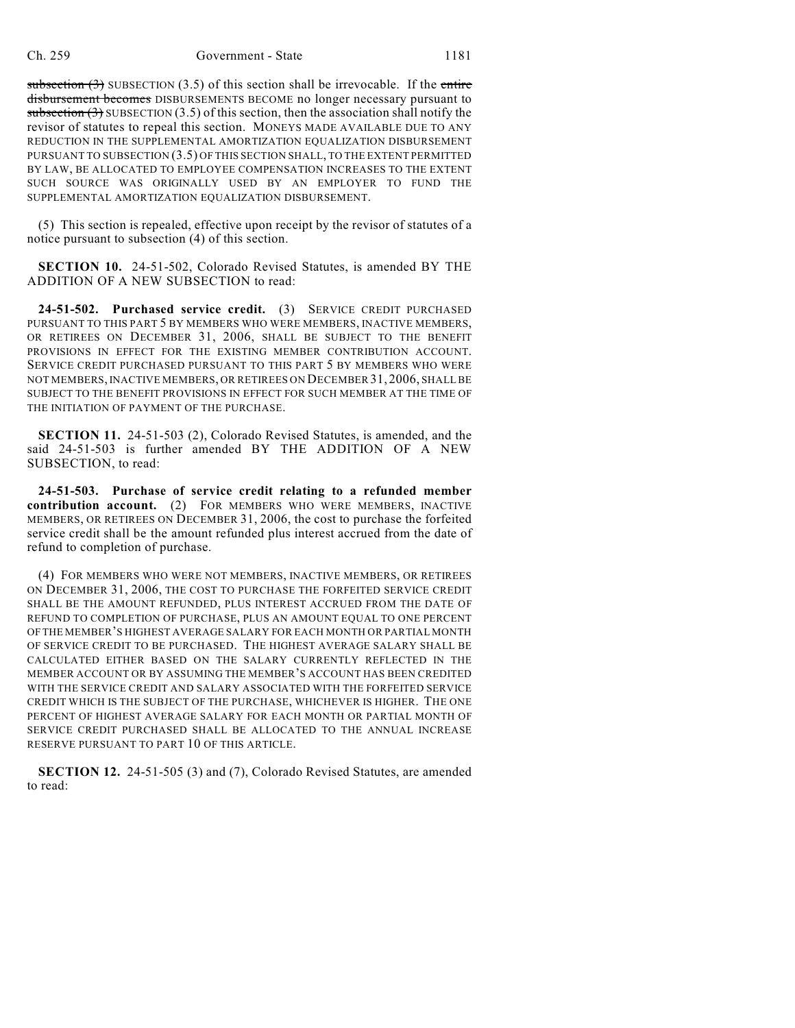~~subsection (3)~~ SUBSECTION (3.5) of this section shall be irrevocable. If the ~~entire disbursement becomes~~ DISBURSEMENTS BECOME no longer necessary pursuant to ~~subsection (3)~~ SUBSECTION (3.5) of this section, then the association shall notify the revisor of statutes to repeal this section. MONEYS MADE AVAILABLE DUE TO ANY REDUCTION IN THE SUPPLEMENTAL AMORTIZATION EQUALIZATION DISBURSEMENT PURSUANT TO SUBSECTION (3.5) OF THIS SECTION SHALL, TO THE EXTENT PERMITTED BY LAW, BE ALLOCATED TO EMPLOYEE COMPENSATION INCREASES TO THE EXTENT SUCH SOURCE WAS ORIGINALLY USED BY AN EMPLOYER TO FUND THE SUPPLEMENTAL AMORTIZATION EQUALIZATION DISBURSEMENT.

(5) This section is repealed, effective upon receipt by the revisor of statutes of a notice pursuant to subsection (4) of this section.

**SECTION 10.** 24-51-502, Colorado Revised Statutes, is amended BY THE ADDITION OF A NEW SUBSECTION to read:

**24-51-502. Purchased service credit.** (3) SERVICE CREDIT PURCHASED PURSUANT TO THIS PART 5 BY MEMBERS WHO WERE MEMBERS, INACTIVE MEMBERS, OR RETIREES ON DECEMBER 31, 2006, SHALL BE SUBJECT TO THE BENEFIT PROVISIONS IN EFFECT FOR THE EXISTING MEMBER CONTRIBUTION ACCOUNT. SERVICE CREDIT PURCHASED PURSUANT TO THIS PART 5 BY MEMBERS WHO WERE NOT MEMBERS, INACTIVE MEMBERS, OR RETIREES ON DECEMBER 31, 2006, SHALL BE SUBJECT TO THE BENEFIT PROVISIONS IN EFFECT FOR SUCH MEMBER AT THE TIME OF THE INITIATION OF PAYMENT OF THE PURCHASE.

**SECTION 11.** 24-51-503 (2), Colorado Revised Statutes, is amended, and the said 24-51-503 is further amended BY THE ADDITION OF A NEW SUBSECTION, to read:

**24-51-503. Purchase of service credit relating to a refunded member contribution account.** (2) FOR MEMBERS WHO WERE MEMBERS, INACTIVE MEMBERS, OR RETIREES ON DECEMBER 31, 2006, the cost to purchase the forfeited service credit shall be the amount refunded plus interest accrued from the date of refund to completion of purchase.

(4) FOR MEMBERS WHO WERE NOT MEMBERS, INACTIVE MEMBERS, OR RETIREES ON DECEMBER 31, 2006, THE COST TO PURCHASE THE FORFEITED SERVICE CREDIT SHALL BE THE AMOUNT REFUNDED, PLUS INTEREST ACCRUED FROM THE DATE OF REFUND TO COMPLETION OF PURCHASE, PLUS AN AMOUNT EQUAL TO ONE PERCENT OF THE MEMBER'S HIGHEST AVERAGE SALARY FOR EACH MONTH OR PARTIAL MONTH OF SERVICE CREDIT TO BE PURCHASED. THE HIGHEST AVERAGE SALARY SHALL BE CALCULATED EITHER BASED ON THE SALARY CURRENTLY REFLECTED IN THE MEMBER ACCOUNT OR BY ASSUMING THE MEMBER'S ACCOUNT HAS BEEN CREDITED WITH THE SERVICE CREDIT AND SALARY ASSOCIATED WITH THE FORFEITED SERVICE CREDIT WHICH IS THE SUBJECT OF THE PURCHASE, WHICHEVER IS HIGHER. THE ONE PERCENT OF HIGHEST AVERAGE SALARY FOR EACH MONTH OR PARTIAL MONTH OF SERVICE CREDIT PURCHASED SHALL BE ALLOCATED TO THE ANNUAL INCREASE RESERVE PURSUANT TO PART 10 OF THIS ARTICLE.

**SECTION 12.** 24-51-505 (3) and (7), Colorado Revised Statutes, are amended to read: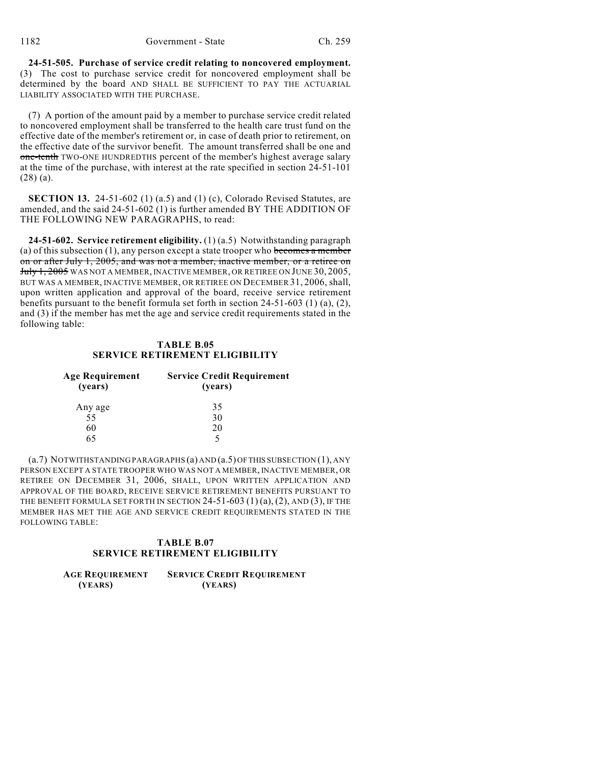**24-51-505. Purchase of service credit relating to noncovered employment.** (3) The cost to purchase service credit for noncovered employment shall be determined by the board AND SHALL BE SUFFICIENT TO PAY THE ACTUARIAL LIABILITY ASSOCIATED WITH THE PURCHASE.

(7) A portion of the amount paid by a member to purchase service credit related to noncovered employment shall be transferred to the health care trust fund on the effective date of the member's retirement or, in case of death prior to retirement, on the effective date of the survivor benefit. The amount transferred shall be one and ~~one-tenth~~ TWO-ONE HUNDREDTHS percent of the member's highest average salary at the time of the purchase, with interest at the rate specified in section 24-51-101 (28) (a).

**SECTION 13.** 24-51-602 (1) (a.5) and (1) (c), Colorado Revised Statutes, are amended, and the said 24-51-602 (1) is further amended BY THE ADDITION OF THE FOLLOWING NEW PARAGRAPHS, to read:

**24-51-602. Service retirement eligibility.** (1) (a.5) Notwithstanding paragraph (a) of this subsection (1), any person except a state trooper who ~~becomes a member on or after July 1, 2005, and was not a member, inactive member, or a retiree on July 1, 2005~~ WAS NOT A MEMBER, INACTIVE MEMBER, OR RETIREE ON JUNE 30, 2005, BUT WAS A MEMBER, INACTIVE MEMBER, OR RETIREE ON DECEMBER 31, 2006, shall, upon written application and approval of the board, receive service retirement benefits pursuant to the benefit formula set forth in section 24-51-603 (1) (a), (2), and (3) if the member has met the age and service credit requirements stated in the following table:

**TABLE B.05**
**SERVICE RETIREMENT ELIGIBILITY**

| Age Requirement (years) | Service Credit Requirement (years) |
|---|---|
| Any age | 35 |
| 55 | 30 |
| 60 | 20 |
| 65 | 5 |

(a.7) NOTWITHSTANDING PARAGRAPHS (a) AND (a.5) OF THIS SUBSECTION (1), ANY PERSON EXCEPT A STATE TROOPER WHO WAS NOT A MEMBER, INACTIVE MEMBER, OR RETIREE ON DECEMBER 31, 2006, SHALL, UPON WRITTEN APPLICATION AND APPROVAL OF THE BOARD, RECEIVE SERVICE RETIREMENT BENEFITS PURSUANT TO THE BENEFIT FORMULA SET FORTH IN SECTION 24-51-603 (1) (a), (2), AND (3), IF THE MEMBER HAS MET THE AGE AND SERVICE CREDIT REQUIREMENTS STATED IN THE FOLLOWING TABLE:

**TABLE B.07**
**SERVICE RETIREMENT ELIGIBILITY**

| AGE REQUIREMENT (YEARS) | SERVICE CREDIT REQUIREMENT (YEARS) |
|---|---|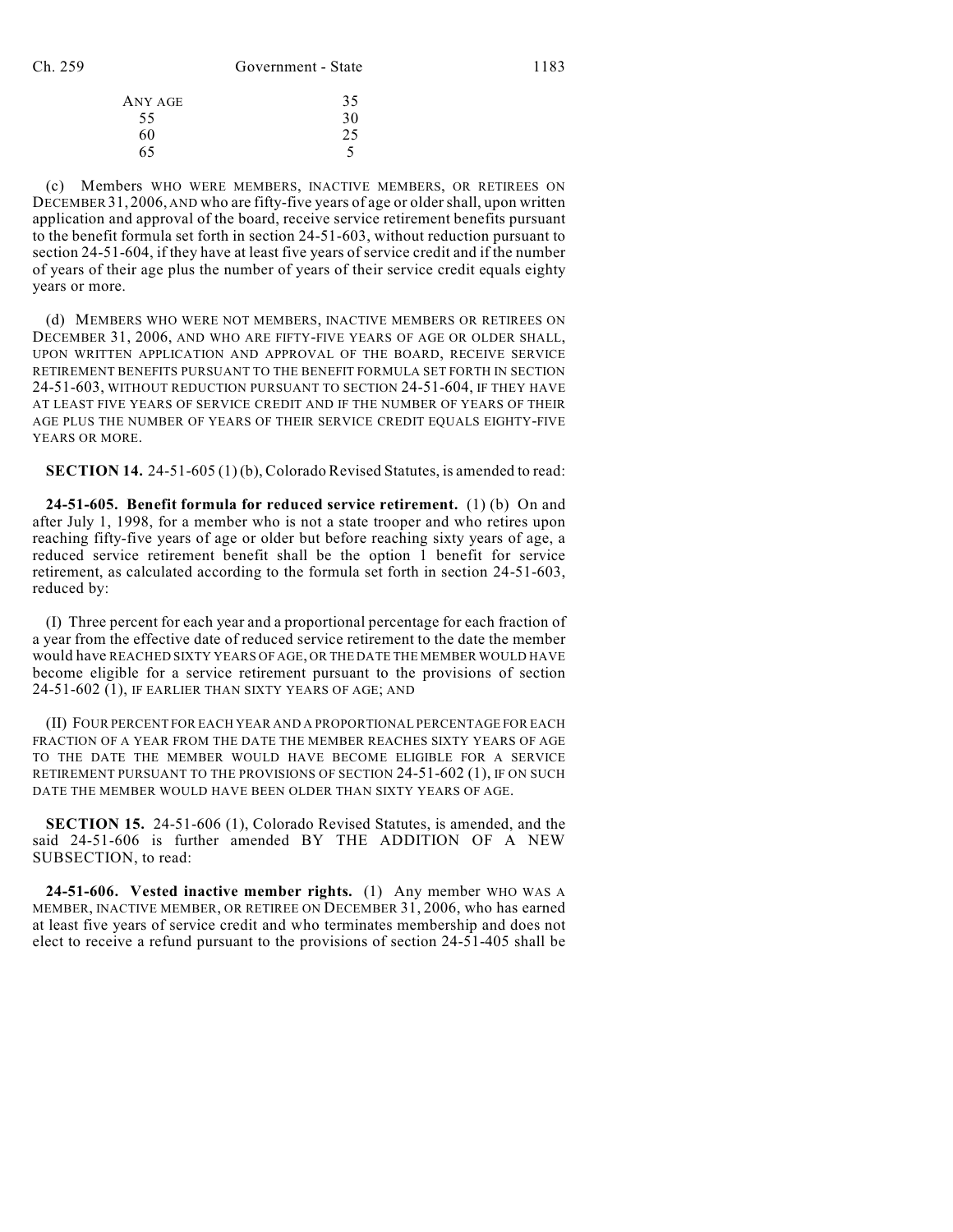| | |
|---|---|
| ANY AGE | 35 |
| 55 | 30 |
| 60 | 25 |
| 65 | 5 |

(c) Members WHO WERE MEMBERS, INACTIVE MEMBERS, OR RETIREES ON DECEMBER 31, 2006, AND who are fifty-five years of age or older shall, upon written application and approval of the board, receive service retirement benefits pursuant to the benefit formula set forth in section 24-51-603, without reduction pursuant to section 24-51-604, if they have at least five years of service credit and if the number of years of their age plus the number of years of their service credit equals eighty years or more.

(d) MEMBERS WHO WERE NOT MEMBERS, INACTIVE MEMBERS OR RETIREES ON DECEMBER 31, 2006, AND WHO ARE FIFTY-FIVE YEARS OF AGE OR OLDER SHALL, UPON WRITTEN APPLICATION AND APPROVAL OF THE BOARD, RECEIVE SERVICE RETIREMENT BENEFITS PURSUANT TO THE BENEFIT FORMULA SET FORTH IN SECTION 24-51-603, WITHOUT REDUCTION PURSUANT TO SECTION 24-51-604, IF THEY HAVE AT LEAST FIVE YEARS OF SERVICE CREDIT AND IF THE NUMBER OF YEARS OF THEIR AGE PLUS THE NUMBER OF YEARS OF THEIR SERVICE CREDIT EQUALS EIGHTY-FIVE YEARS OR MORE.

**SECTION 14.** 24-51-605 (1) (b), Colorado Revised Statutes, is amended to read:

**24-51-605. Benefit formula for reduced service retirement.** (1) (b) On and after July 1, 1998, for a member who is not a state trooper and who retires upon reaching fifty-five years of age or older but before reaching sixty years of age, a reduced service retirement benefit shall be the option 1 benefit for service retirement, as calculated according to the formula set forth in section 24-51-603, reduced by:

(I) Three percent for each year and a proportional percentage for each fraction of a year from the effective date of reduced service retirement to the date the member would have REACHED SIXTY YEARS OF AGE, OR THE DATE THE MEMBER WOULD HAVE become eligible for a service retirement pursuant to the provisions of section 24-51-602 (1), IF EARLIER THAN SIXTY YEARS OF AGE; AND

(II) FOUR PERCENT FOR EACH YEAR AND A PROPORTIONAL PERCENTAGE FOR EACH FRACTION OF A YEAR FROM THE DATE THE MEMBER REACHES SIXTY YEARS OF AGE TO THE DATE THE MEMBER WOULD HAVE BECOME ELIGIBLE FOR A SERVICE RETIREMENT PURSUANT TO THE PROVISIONS OF SECTION 24-51-602 (1), IF ON SUCH DATE THE MEMBER WOULD HAVE BEEN OLDER THAN SIXTY YEARS OF AGE.

**SECTION 15.** 24-51-606 (1), Colorado Revised Statutes, is amended, and the said 24-51-606 is further amended BY THE ADDITION OF A NEW SUBSECTION, to read:

**24-51-606. Vested inactive member rights.** (1) Any member WHO WAS A MEMBER, INACTIVE MEMBER, OR RETIREE ON DECEMBER 31, 2006, who has earned at least five years of service credit and who terminates membership and does not elect to receive a refund pursuant to the provisions of section 24-51-405 shall be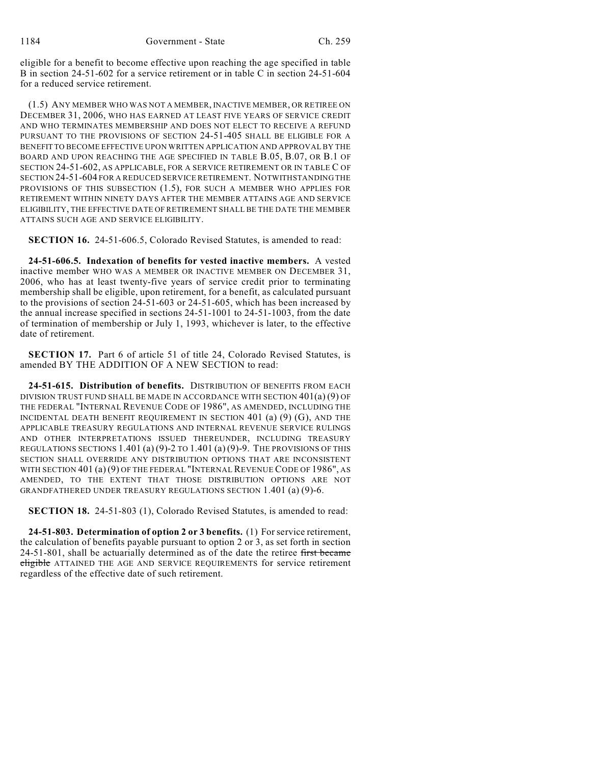eligible for a benefit to become effective upon reaching the age specified in table B in section 24-51-602 for a service retirement or in table C in section 24-51-604 for a reduced service retirement.

(1.5) ANY MEMBER WHO WAS NOT A MEMBER, INACTIVE MEMBER, OR RETIREE ON DECEMBER 31, 2006, WHO HAS EARNED AT LEAST FIVE YEARS OF SERVICE CREDIT AND WHO TERMINATES MEMBERSHIP AND DOES NOT ELECT TO RECEIVE A REFUND PURSUANT TO THE PROVISIONS OF SECTION 24-51-405 SHALL BE ELIGIBLE FOR A BENEFIT TO BECOME EFFECTIVE UPON WRITTEN APPLICATION AND APPROVAL BY THE BOARD AND UPON REACHING THE AGE SPECIFIED IN TABLE B.05, B.07, OR B.1 OF SECTION 24-51-602, AS APPLICABLE, FOR A SERVICE RETIREMENT OR IN TABLE C OF SECTION 24-51-604 FOR A REDUCED SERVICE RETIREMENT. NOTWITHSTANDING THE PROVISIONS OF THIS SUBSECTION (1.5), FOR SUCH A MEMBER WHO APPLIES FOR RETIREMENT WITHIN NINETY DAYS AFTER THE MEMBER ATTAINS AGE AND SERVICE ELIGIBILITY, THE EFFECTIVE DATE OF RETIREMENT SHALL BE THE DATE THE MEMBER ATTAINS SUCH AGE AND SERVICE ELIGIBILITY.

**SECTION 16.** 24-51-606.5, Colorado Revised Statutes, is amended to read:

**24-51-606.5. Indexation of benefits for vested inactive members.** A vested inactive member WHO WAS A MEMBER OR INACTIVE MEMBER ON DECEMBER 31, 2006, who has at least twenty-five years of service credit prior to terminating membership shall be eligible, upon retirement, for a benefit, as calculated pursuant to the provisions of section 24-51-603 or 24-51-605, which has been increased by the annual increase specified in sections 24-51-1001 to 24-51-1003, from the date of termination of membership or July 1, 1993, whichever is later, to the effective date of retirement.

**SECTION 17.** Part 6 of article 51 of title 24, Colorado Revised Statutes, is amended BY THE ADDITION OF A NEW SECTION to read:

**24-51-615. Distribution of benefits.** DISTRIBUTION OF BENEFITS FROM EACH DIVISION TRUST FUND SHALL BE MADE IN ACCORDANCE WITH SECTION 401(a) (9) OF THE FEDERAL "INTERNAL REVENUE CODE OF 1986", AS AMENDED, INCLUDING THE INCIDENTAL DEATH BENEFIT REQUIREMENT IN SECTION 401 (a) (9) (G), AND THE APPLICABLE TREASURY REGULATIONS AND INTERNAL REVENUE SERVICE RULINGS AND OTHER INTERPRETATIONS ISSUED THEREUNDER, INCLUDING TREASURY REGULATIONS SECTIONS 1.401 (a) (9)-2 TO 1.401 (a) (9)-9. THE PROVISIONS OF THIS SECTION SHALL OVERRIDE ANY DISTRIBUTION OPTIONS THAT ARE INCONSISTENT WITH SECTION 401 (a) (9) OF THE FEDERAL "INTERNAL REVENUE CODE OF 1986", AS AMENDED, TO THE EXTENT THAT THOSE DISTRIBUTION OPTIONS ARE NOT GRANDFATHERED UNDER TREASURY REGULATIONS SECTION 1.401 (a) (9)-6.

**SECTION 18.** 24-51-803 (1), Colorado Revised Statutes, is amended to read:

**24-51-803. Determination of option 2 or 3 benefits.** (1) For service retirement, the calculation of benefits payable pursuant to option 2 or 3, as set forth in section 24-51-801, shall be actuarially determined as of the date the retiree ~~first became eligible~~ ATTAINED THE AGE AND SERVICE REQUIREMENTS for service retirement regardless of the effective date of such retirement.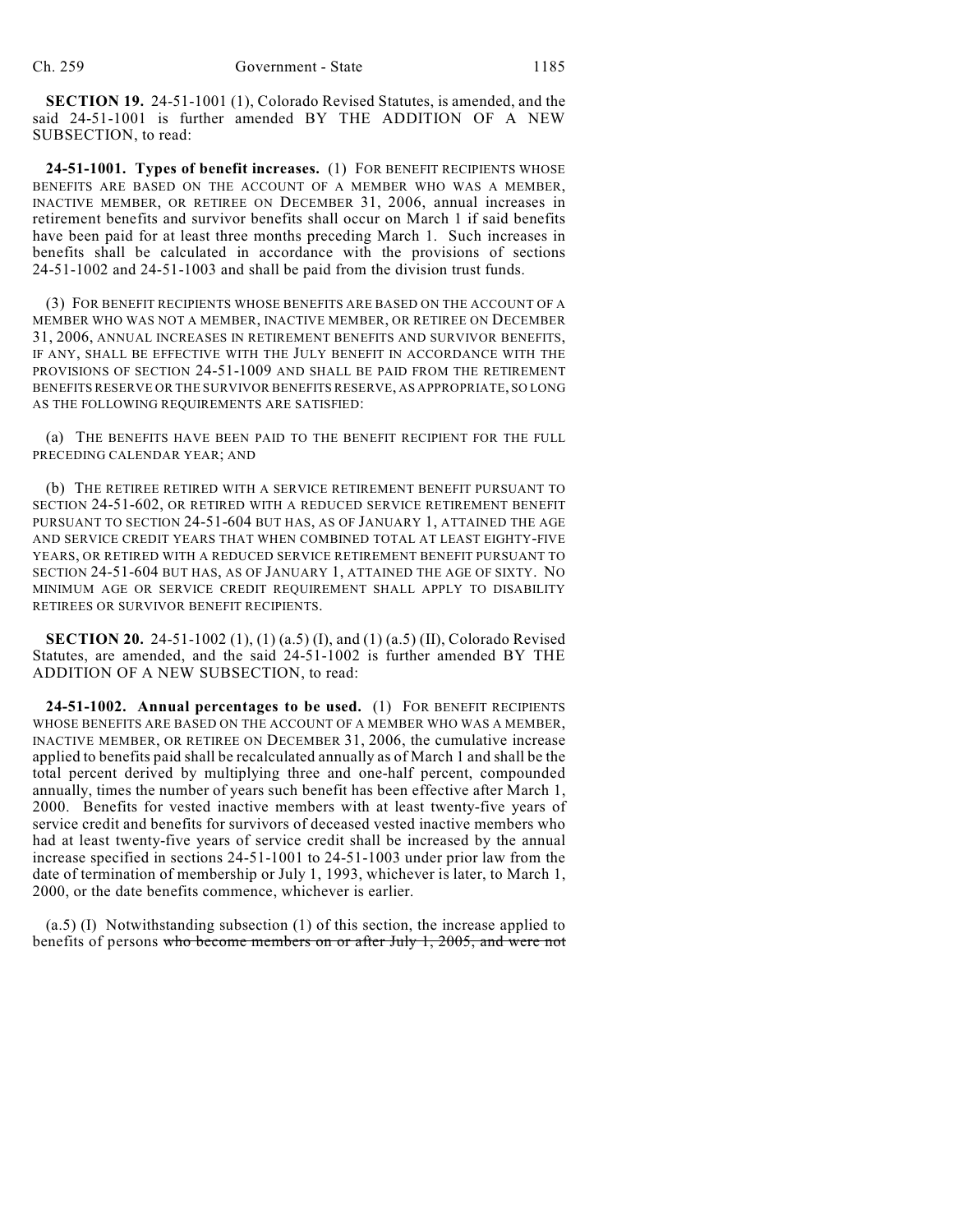**SECTION 19.** 24-51-1001 (1), Colorado Revised Statutes, is amended, and the said 24-51-1001 is further amended BY THE ADDITION OF A NEW SUBSECTION, to read:

**24-51-1001. Types of benefit increases.** (1) FOR BENEFIT RECIPIENTS WHOSE BENEFITS ARE BASED ON THE ACCOUNT OF A MEMBER WHO WAS A MEMBER, INACTIVE MEMBER, OR RETIREE ON DECEMBER 31, 2006, annual increases in retirement benefits and survivor benefits shall occur on March 1 if said benefits have been paid for at least three months preceding March 1. Such increases in benefits shall be calculated in accordance with the provisions of sections 24-51-1002 and 24-51-1003 and shall be paid from the division trust funds.

(3) FOR BENEFIT RECIPIENTS WHOSE BENEFITS ARE BASED ON THE ACCOUNT OF A MEMBER WHO WAS NOT A MEMBER, INACTIVE MEMBER, OR RETIREE ON DECEMBER 31, 2006, ANNUAL INCREASES IN RETIREMENT BENEFITS AND SURVIVOR BENEFITS, IF ANY, SHALL BE EFFECTIVE WITH THE JULY BENEFIT IN ACCORDANCE WITH THE PROVISIONS OF SECTION 24-51-1009 AND SHALL BE PAID FROM THE RETIREMENT BENEFITS RESERVE OR THE SURVIVOR BENEFITS RESERVE, AS APPROPRIATE, SO LONG AS THE FOLLOWING REQUIREMENTS ARE SATISFIED:

(a) THE BENEFITS HAVE BEEN PAID TO THE BENEFIT RECIPIENT FOR THE FULL PRECEDING CALENDAR YEAR; AND

(b) THE RETIREE RETIRED WITH A SERVICE RETIREMENT BENEFIT PURSUANT TO SECTION 24-51-602, OR RETIRED WITH A REDUCED SERVICE RETIREMENT BENEFIT PURSUANT TO SECTION 24-51-604 BUT HAS, AS OF JANUARY 1, ATTAINED THE AGE AND SERVICE CREDIT YEARS THAT WHEN COMBINED TOTAL AT LEAST EIGHTY-FIVE YEARS, OR RETIRED WITH A REDUCED SERVICE RETIREMENT BENEFIT PURSUANT TO SECTION 24-51-604 BUT HAS, AS OF JANUARY 1, ATTAINED THE AGE OF SIXTY. NO MINIMUM AGE OR SERVICE CREDIT REQUIREMENT SHALL APPLY TO DISABILITY RETIREES OR SURVIVOR BENEFIT RECIPIENTS.

**SECTION 20.** 24-51-1002 (1), (1) (a.5) (I), and (1) (a.5) (II), Colorado Revised Statutes, are amended, and the said 24-51-1002 is further amended BY THE ADDITION OF A NEW SUBSECTION, to read:

**24-51-1002. Annual percentages to be used.** (1) FOR BENEFIT RECIPIENTS WHOSE BENEFITS ARE BASED ON THE ACCOUNT OF A MEMBER WHO WAS A MEMBER, INACTIVE MEMBER, OR RETIREE ON DECEMBER 31, 2006, the cumulative increase applied to benefits paid shall be recalculated annually as of March 1 and shall be the total percent derived by multiplying three and one-half percent, compounded annually, times the number of years such benefit has been effective after March 1, 2000. Benefits for vested inactive members with at least twenty-five years of service credit and benefits for survivors of deceased vested inactive members who had at least twenty-five years of service credit shall be increased by the annual increase specified in sections 24-51-1001 to 24-51-1003 under prior law from the date of termination of membership or July 1, 1993, whichever is later, to March 1, 2000, or the date benefits commence, whichever is earlier.

(a.5) (I) Notwithstanding subsection (1) of this section, the increase applied to benefits of persons ~~who become members on or after July 1, 2005, and were not~~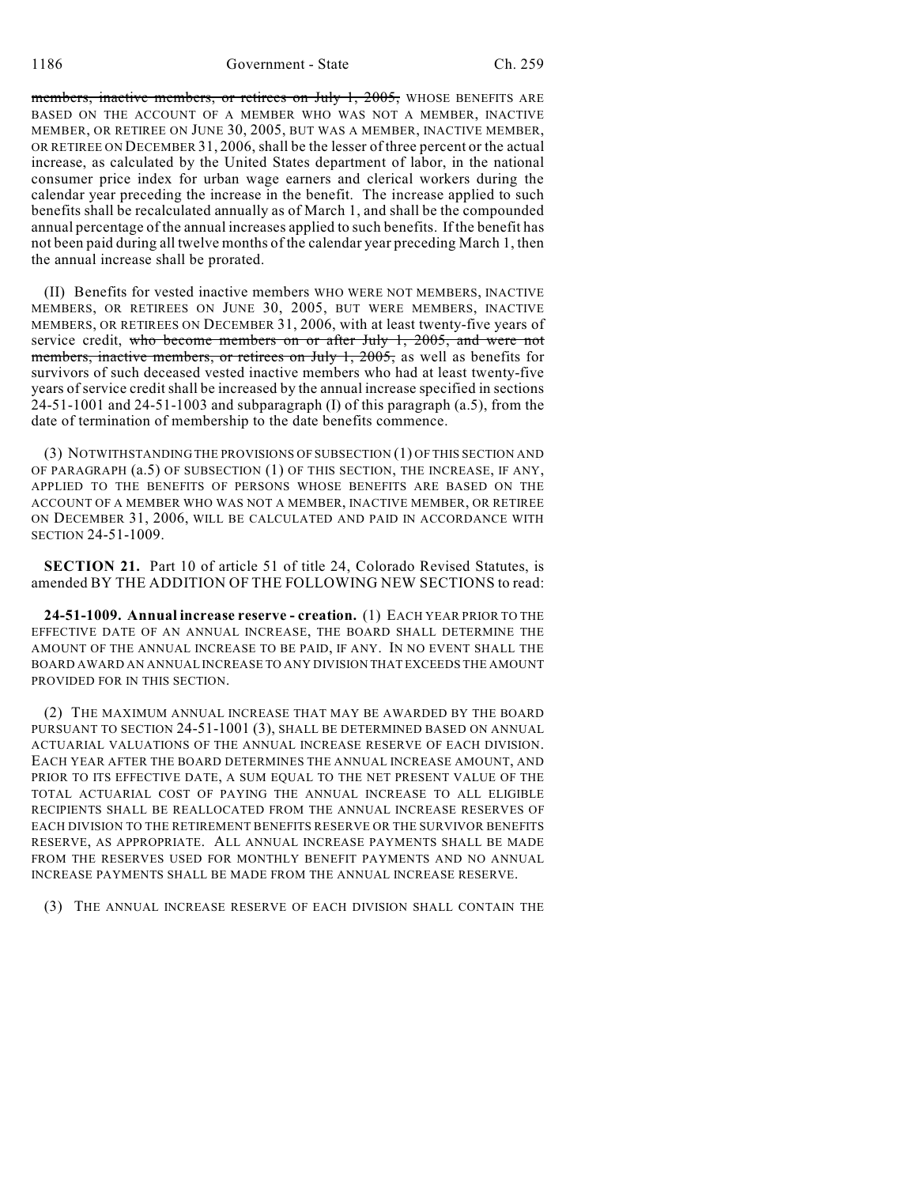members, inactive members, or retirees on July 1, 2005, WHOSE BENEFITS ARE BASED ON THE ACCOUNT OF A MEMBER WHO WAS NOT A MEMBER, INACTIVE MEMBER, OR RETIREE ON JUNE 30, 2005, BUT WAS A MEMBER, INACTIVE MEMBER, OR RETIREE ON DECEMBER 31, 2006, shall be the lesser of three percent or the actual increase, as calculated by the United States department of labor, in the national consumer price index for urban wage earners and clerical workers during the calendar year preceding the increase in the benefit. The increase applied to such benefits shall be recalculated annually as of March 1, and shall be the compounded annual percentage of the annual increases applied to such benefits. If the benefit has not been paid during all twelve months of the calendar year preceding March 1, then the annual increase shall be prorated.

(II) Benefits for vested inactive members WHO WERE NOT MEMBERS, INACTIVE MEMBERS, OR RETIREES ON JUNE 30, 2005, BUT WERE MEMBERS, INACTIVE MEMBERS, OR RETIREES ON DECEMBER 31, 2006, with at least twenty-five years of service credit, who become members on or after July 1, 2005, and were not members, inactive members, or retirees on July 1, 2005, as well as benefits for survivors of such deceased vested inactive members who had at least twenty-five years of service credit shall be increased by the annual increase specified in sections 24-51-1001 and 24-51-1003 and subparagraph (I) of this paragraph (a.5), from the date of termination of membership to the date benefits commence.

(3) NOTWITHSTANDING THE PROVISIONS OF SUBSECTION (1) OF THIS SECTION AND OF PARAGRAPH (a.5) OF SUBSECTION (1) OF THIS SECTION, THE INCREASE, IF ANY, APPLIED TO THE BENEFITS OF PERSONS WHOSE BENEFITS ARE BASED ON THE ACCOUNT OF A MEMBER WHO WAS NOT A MEMBER, INACTIVE MEMBER, OR RETIREE ON DECEMBER 31, 2006, WILL BE CALCULATED AND PAID IN ACCORDANCE WITH SECTION 24-51-1009.

**SECTION 21.** Part 10 of article 51 of title 24, Colorado Revised Statutes, is amended BY THE ADDITION OF THE FOLLOWING NEW SECTIONS to read:

**24-51-1009. Annual increase reserve - creation.** (1) EACH YEAR PRIOR TO THE EFFECTIVE DATE OF AN ANNUAL INCREASE, THE BOARD SHALL DETERMINE THE AMOUNT OF THE ANNUAL INCREASE TO BE PAID, IF ANY. IN NO EVENT SHALL THE BOARD AWARD AN ANNUAL INCREASE TO ANY DIVISION THAT EXCEEDS THE AMOUNT PROVIDED FOR IN THIS SECTION.

(2) THE MAXIMUM ANNUAL INCREASE THAT MAY BE AWARDED BY THE BOARD PURSUANT TO SECTION 24-51-1001 (3), SHALL BE DETERMINED BASED ON ANNUAL ACTUARIAL VALUATIONS OF THE ANNUAL INCREASE RESERVE OF EACH DIVISION. EACH YEAR AFTER THE BOARD DETERMINES THE ANNUAL INCREASE AMOUNT, AND PRIOR TO ITS EFFECTIVE DATE, A SUM EQUAL TO THE NET PRESENT VALUE OF THE TOTAL ACTUARIAL COST OF PAYING THE ANNUAL INCREASE TO ALL ELIGIBLE RECIPIENTS SHALL BE REALLOCATED FROM THE ANNUAL INCREASE RESERVES OF EACH DIVISION TO THE RETIREMENT BENEFITS RESERVE OR THE SURVIVOR BENEFITS RESERVE, AS APPROPRIATE. ALL ANNUAL INCREASE PAYMENTS SHALL BE MADE FROM THE RESERVES USED FOR MONTHLY BENEFIT PAYMENTS AND NO ANNUAL INCREASE PAYMENTS SHALL BE MADE FROM THE ANNUAL INCREASE RESERVE.

(3) THE ANNUAL INCREASE RESERVE OF EACH DIVISION SHALL CONTAIN THE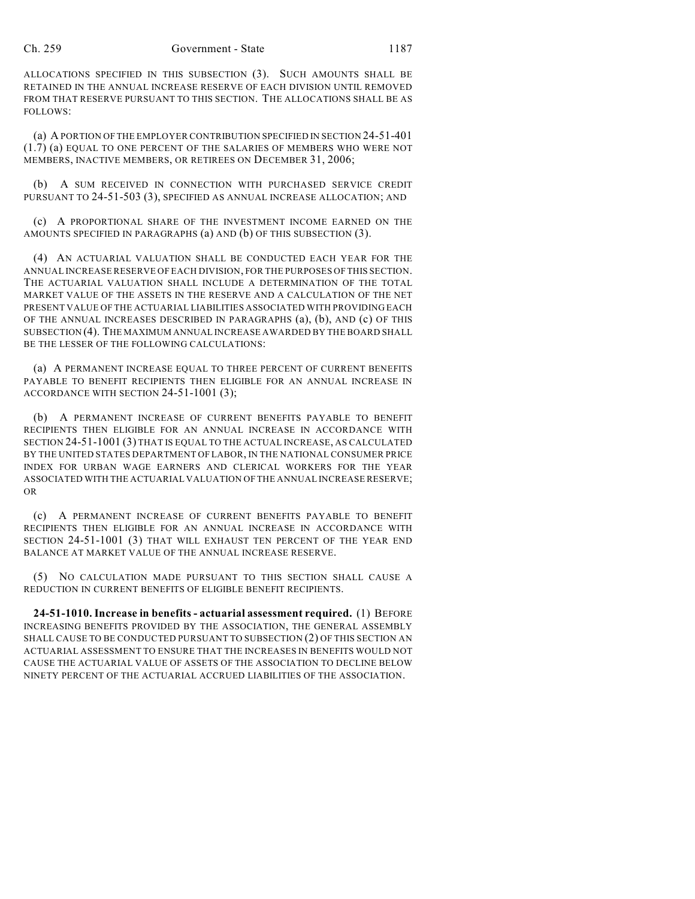ALLOCATIONS SPECIFIED IN THIS SUBSECTION (3). SUCH AMOUNTS SHALL BE RETAINED IN THE ANNUAL INCREASE RESERVE OF EACH DIVISION UNTIL REMOVED FROM THAT RESERVE PURSUANT TO THIS SECTION. THE ALLOCATIONS SHALL BE AS FOLLOWS:

(a) A PORTION OF THE EMPLOYER CONTRIBUTION SPECIFIED IN SECTION 24-51-401 (1.7) (a) EQUAL TO ONE PERCENT OF THE SALARIES OF MEMBERS WHO WERE NOT MEMBERS, INACTIVE MEMBERS, OR RETIREES ON DECEMBER 31, 2006;

(b) A SUM RECEIVED IN CONNECTION WITH PURCHASED SERVICE CREDIT PURSUANT TO 24-51-503 (3), SPECIFIED AS ANNUAL INCREASE ALLOCATION; AND

(c) A PROPORTIONAL SHARE OF THE INVESTMENT INCOME EARNED ON THE AMOUNTS SPECIFIED IN PARAGRAPHS (a) AND (b) OF THIS SUBSECTION (3).

(4) AN ACTUARIAL VALUATION SHALL BE CONDUCTED EACH YEAR FOR THE ANNUAL INCREASE RESERVE OF EACH DIVISION, FOR THE PURPOSES OF THIS SECTION. THE ACTUARIAL VALUATION SHALL INCLUDE A DETERMINATION OF THE TOTAL MARKET VALUE OF THE ASSETS IN THE RESERVE AND A CALCULATION OF THE NET PRESENT VALUE OF THE ACTUARIAL LIABILITIES ASSOCIATED WITH PROVIDING EACH OF THE ANNUAL INCREASES DESCRIBED IN PARAGRAPHS (a), (b), AND (c) OF THIS SUBSECTION (4). THE MAXIMUM ANNUAL INCREASE AWARDED BY THE BOARD SHALL BE THE LESSER OF THE FOLLOWING CALCULATIONS:

(a) A PERMANENT INCREASE EQUAL TO THREE PERCENT OF CURRENT BENEFITS PAYABLE TO BENEFIT RECIPIENTS THEN ELIGIBLE FOR AN ANNUAL INCREASE IN ACCORDANCE WITH SECTION 24-51-1001 (3);

(b) A PERMANENT INCREASE OF CURRENT BENEFITS PAYABLE TO BENEFIT RECIPIENTS THEN ELIGIBLE FOR AN ANNUAL INCREASE IN ACCORDANCE WITH SECTION 24-51-1001 (3) THAT IS EQUAL TO THE ACTUAL INCREASE, AS CALCULATED BY THE UNITED STATES DEPARTMENT OF LABOR, IN THE NATIONAL CONSUMER PRICE INDEX FOR URBAN WAGE EARNERS AND CLERICAL WORKERS FOR THE YEAR ASSOCIATED WITH THE ACTUARIAL VALUATION OF THE ANNUAL INCREASE RESERVE; OR

(c) A PERMANENT INCREASE OF CURRENT BENEFITS PAYABLE TO BENEFIT RECIPIENTS THEN ELIGIBLE FOR AN ANNUAL INCREASE IN ACCORDANCE WITH SECTION 24-51-1001 (3) THAT WILL EXHAUST TEN PERCENT OF THE YEAR END BALANCE AT MARKET VALUE OF THE ANNUAL INCREASE RESERVE.

(5) NO CALCULATION MADE PURSUANT TO THIS SECTION SHALL CAUSE A REDUCTION IN CURRENT BENEFITS OF ELIGIBLE BENEFIT RECIPIENTS.

**24-51-1010. Increase in benefits - actuarial assessment required.** (1) BEFORE INCREASING BENEFITS PROVIDED BY THE ASSOCIATION, THE GENERAL ASSEMBLY SHALL CAUSE TO BE CONDUCTED PURSUANT TO SUBSECTION (2) OF THIS SECTION AN ACTUARIAL ASSESSMENT TO ENSURE THAT THE INCREASES IN BENEFITS WOULD NOT CAUSE THE ACTUARIAL VALUE OF ASSETS OF THE ASSOCIATION TO DECLINE BELOW NINETY PERCENT OF THE ACTUARIAL ACCRUED LIABILITIES OF THE ASSOCIATION.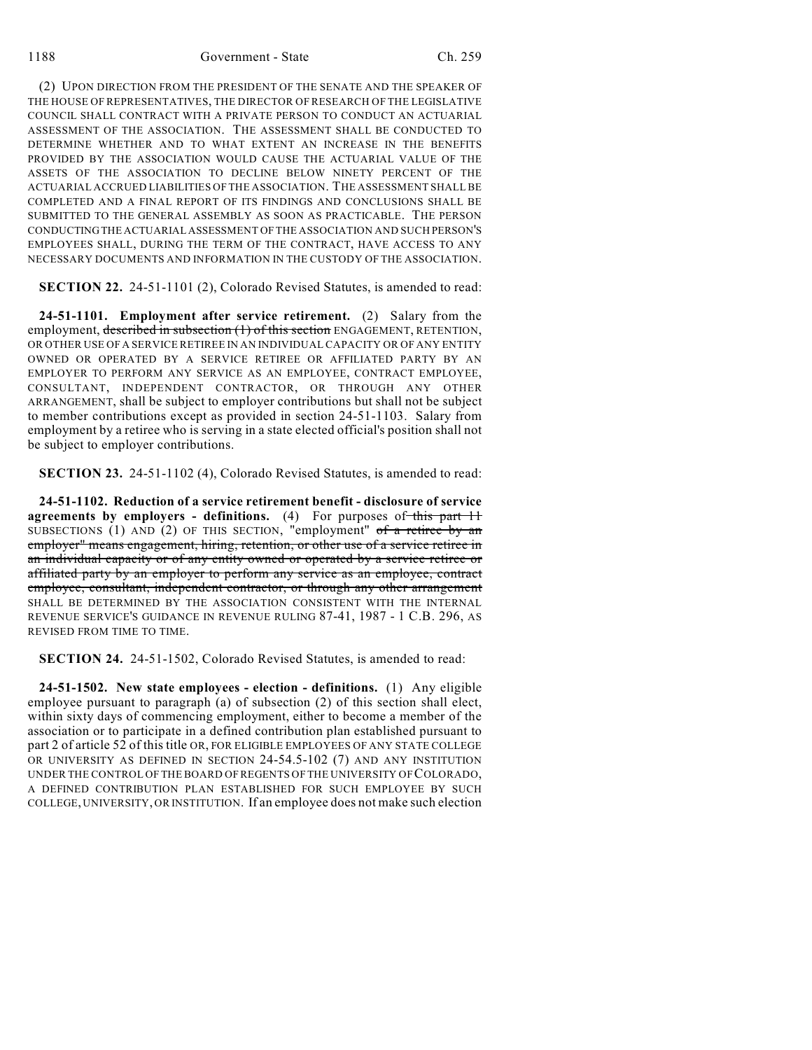(2) UPON DIRECTION FROM THE PRESIDENT OF THE SENATE AND THE SPEAKER OF THE HOUSE OF REPRESENTATIVES, THE DIRECTOR OF RESEARCH OF THE LEGISLATIVE COUNCIL SHALL CONTRACT WITH A PRIVATE PERSON TO CONDUCT AN ACTUARIAL ASSESSMENT OF THE ASSOCIATION. THE ASSESSMENT SHALL BE CONDUCTED TO DETERMINE WHETHER AND TO WHAT EXTENT AN INCREASE IN THE BENEFITS PROVIDED BY THE ASSOCIATION WOULD CAUSE THE ACTUARIAL VALUE OF THE ASSETS OF THE ASSOCIATION TO DECLINE BELOW NINETY PERCENT OF THE ACTUARIAL ACCRUED LIABILITIES OF THE ASSOCIATION. THE ASSESSMENT SHALL BE COMPLETED AND A FINAL REPORT OF ITS FINDINGS AND CONCLUSIONS SHALL BE SUBMITTED TO THE GENERAL ASSEMBLY AS SOON AS PRACTICABLE. THE PERSON CONDUCTING THE ACTUARIAL ASSESSMENT OF THE ASSOCIATION AND SUCH PERSON'S EMPLOYEES SHALL, DURING THE TERM OF THE CONTRACT, HAVE ACCESS TO ANY NECESSARY DOCUMENTS AND INFORMATION IN THE CUSTODY OF THE ASSOCIATION.

**SECTION 22.** 24-51-1101 (2), Colorado Revised Statutes, is amended to read:

**24-51-1101. Employment after service retirement.** (2) Salary from the employment, ~~described in subsection (1) of this section~~ ENGAGEMENT, RETENTION, OR OTHER USE OF A SERVICE RETIREE IN AN INDIVIDUAL CAPACITY OR OF ANY ENTITY OWNED OR OPERATED BY A SERVICE RETIREE OR AFFILIATED PARTY BY AN EMPLOYER TO PERFORM ANY SERVICE AS AN EMPLOYEE, CONTRACT EMPLOYEE, CONSULTANT, INDEPENDENT CONTRACTOR, OR THROUGH ANY OTHER ARRANGEMENT, shall be subject to employer contributions but shall not be subject to member contributions except as provided in section 24-51-1103. Salary from employment by a retiree who is serving in a state elected official's position shall not be subject to employer contributions.

**SECTION 23.** 24-51-1102 (4), Colorado Revised Statutes, is amended to read:

**24-51-1102. Reduction of a service retirement benefit - disclosure of service agreements by employers - definitions.** (4) For purposes of ~~this part 11~~ SUBSECTIONS (1) AND (2) OF THIS SECTION, "employment" ~~of a retiree by an employer" means engagement, hiring, retention, or other use of a service retiree in an individual capacity or of any entity owned or operated by a service retiree or affiliated party by an employer to perform any service as an employee, contract employee, consultant, independent contractor, or through any other arrangement~~ SHALL BE DETERMINED BY THE ASSOCIATION CONSISTENT WITH THE INTERNAL REVENUE SERVICE'S GUIDANCE IN REVENUE RULING 87-41, 1987 - 1 C.B. 296, AS REVISED FROM TIME TO TIME.

**SECTION 24.** 24-51-1502, Colorado Revised Statutes, is amended to read:

**24-51-1502. New state employees - election - definitions.** (1) Any eligible employee pursuant to paragraph (a) of subsection (2) of this section shall elect, within sixty days of commencing employment, either to become a member of the association or to participate in a defined contribution plan established pursuant to part 2 of article 52 of this title OR, FOR ELIGIBLE EMPLOYEES OF ANY STATE COLLEGE OR UNIVERSITY AS DEFINED IN SECTION 24-54.5-102 (7) AND ANY INSTITUTION UNDER THE CONTROL OF THE BOARD OF REGENTS OF THE UNIVERSITY OF COLORADO, A DEFINED CONTRIBUTION PLAN ESTABLISHED FOR SUCH EMPLOYEE BY SUCH COLLEGE, UNIVERSITY, OR INSTITUTION. If an employee does not make such election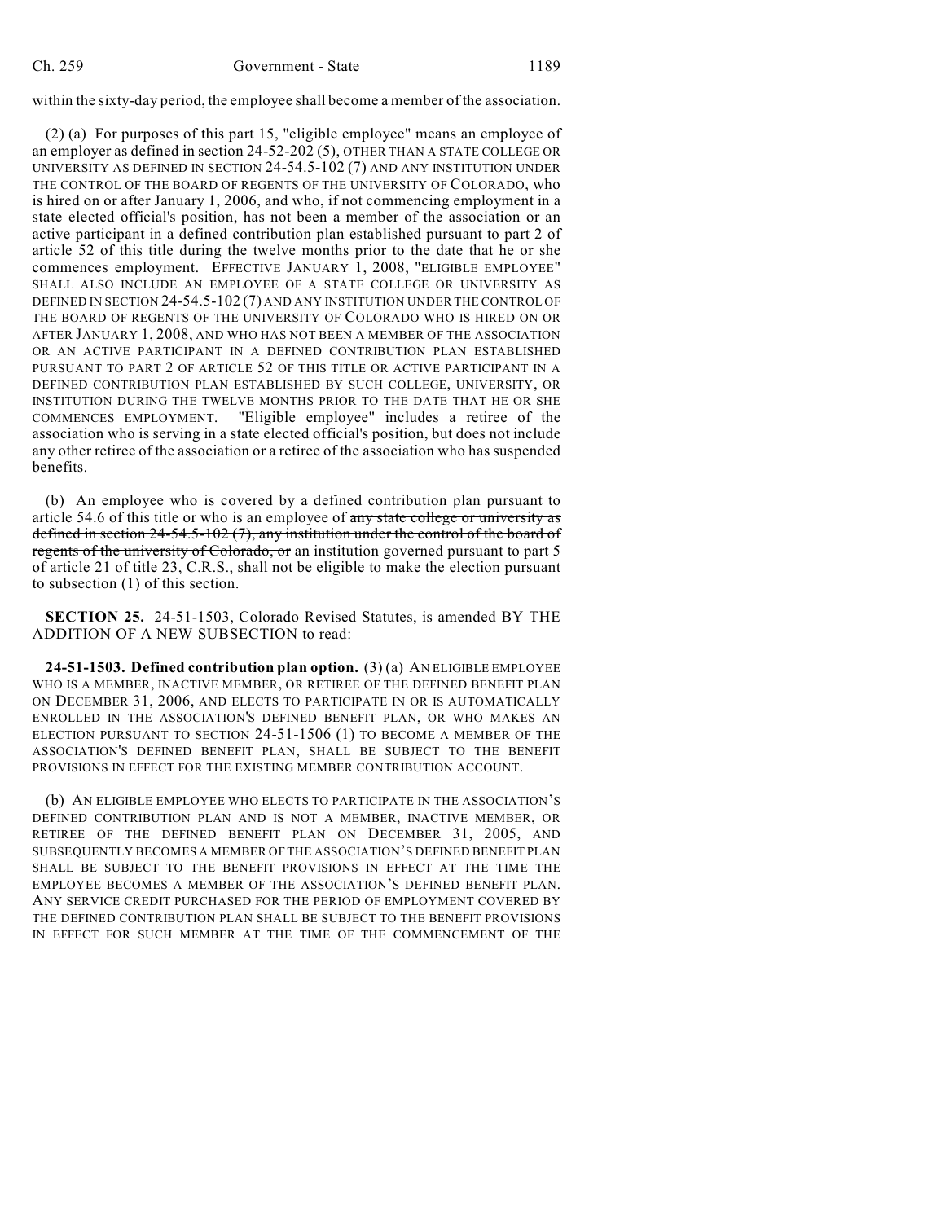within the sixty-day period, the employee shall become a member of the association.

(2) (a) For purposes of this part 15, "eligible employee" means an employee of an employer as defined in section 24-52-202 (5), OTHER THAN A STATE COLLEGE OR UNIVERSITY AS DEFINED IN SECTION 24-54.5-102 (7) AND ANY INSTITUTION UNDER THE CONTROL OF THE BOARD OF REGENTS OF THE UNIVERSITY OF COLORADO, who is hired on or after January 1, 2006, and who, if not commencing employment in a state elected official's position, has not been a member of the association or an active participant in a defined contribution plan established pursuant to part 2 of article 52 of this title during the twelve months prior to the date that he or she commences employment. EFFECTIVE JANUARY 1, 2008, "ELIGIBLE EMPLOYEE" SHALL ALSO INCLUDE AN EMPLOYEE OF A STATE COLLEGE OR UNIVERSITY AS DEFINED IN SECTION 24-54.5-102 (7) AND ANY INSTITUTION UNDER THE CONTROL OF THE BOARD OF REGENTS OF THE UNIVERSITY OF COLORADO WHO IS HIRED ON OR AFTER JANUARY 1, 2008, AND WHO HAS NOT BEEN A MEMBER OF THE ASSOCIATION OR AN ACTIVE PARTICIPANT IN A DEFINED CONTRIBUTION PLAN ESTABLISHED PURSUANT TO PART 2 OF ARTICLE 52 OF THIS TITLE OR ACTIVE PARTICIPANT IN A DEFINED CONTRIBUTION PLAN ESTABLISHED BY SUCH COLLEGE, UNIVERSITY, OR INSTITUTION DURING THE TWELVE MONTHS PRIOR TO THE DATE THAT HE OR SHE COMMENCES EMPLOYMENT. "Eligible employee" includes a retiree of the association who is serving in a state elected official's position, but does not include any other retiree of the association or a retiree of the association who has suspended benefits.

(b) An employee who is covered by a defined contribution plan pursuant to article 54.6 of this title or who is an employee of ~~any state college or university as defined in section 24-54.5-102 (7), any institution under the control of the board of regents of the university of Colorado, or~~ an institution governed pursuant to part 5 of article 21 of title 23, C.R.S., shall not be eligible to make the election pursuant to subsection (1) of this section.

**SECTION 25.** 24-51-1503, Colorado Revised Statutes, is amended BY THE ADDITION OF A NEW SUBSECTION to read:

**24-51-1503. Defined contribution plan option.** (3) (a) AN ELIGIBLE EMPLOYEE WHO IS A MEMBER, INACTIVE MEMBER, OR RETIREE OF THE DEFINED BENEFIT PLAN ON DECEMBER 31, 2006, AND ELECTS TO PARTICIPATE IN OR IS AUTOMATICALLY ENROLLED IN THE ASSOCIATION'S DEFINED BENEFIT PLAN, OR WHO MAKES AN ELECTION PURSUANT TO SECTION 24-51-1506 (1) TO BECOME A MEMBER OF THE ASSOCIATION'S DEFINED BENEFIT PLAN, SHALL BE SUBJECT TO THE BENEFIT PROVISIONS IN EFFECT FOR THE EXISTING MEMBER CONTRIBUTION ACCOUNT.

(b) AN ELIGIBLE EMPLOYEE WHO ELECTS TO PARTICIPATE IN THE ASSOCIATION'S DEFINED CONTRIBUTION PLAN AND IS NOT A MEMBER, INACTIVE MEMBER, OR RETIREE OF THE DEFINED BENEFIT PLAN ON DECEMBER 31, 2005, AND SUBSEQUENTLY BECOMES A MEMBER OF THE ASSOCIATION'S DEFINED BENEFIT PLAN SHALL BE SUBJECT TO THE BENEFIT PROVISIONS IN EFFECT AT THE TIME THE EMPLOYEE BECOMES A MEMBER OF THE ASSOCIATION'S DEFINED BENEFIT PLAN. ANY SERVICE CREDIT PURCHASED FOR THE PERIOD OF EMPLOYMENT COVERED BY THE DEFINED CONTRIBUTION PLAN SHALL BE SUBJECT TO THE BENEFIT PROVISIONS IN EFFECT FOR SUCH MEMBER AT THE TIME OF THE COMMENCEMENT OF THE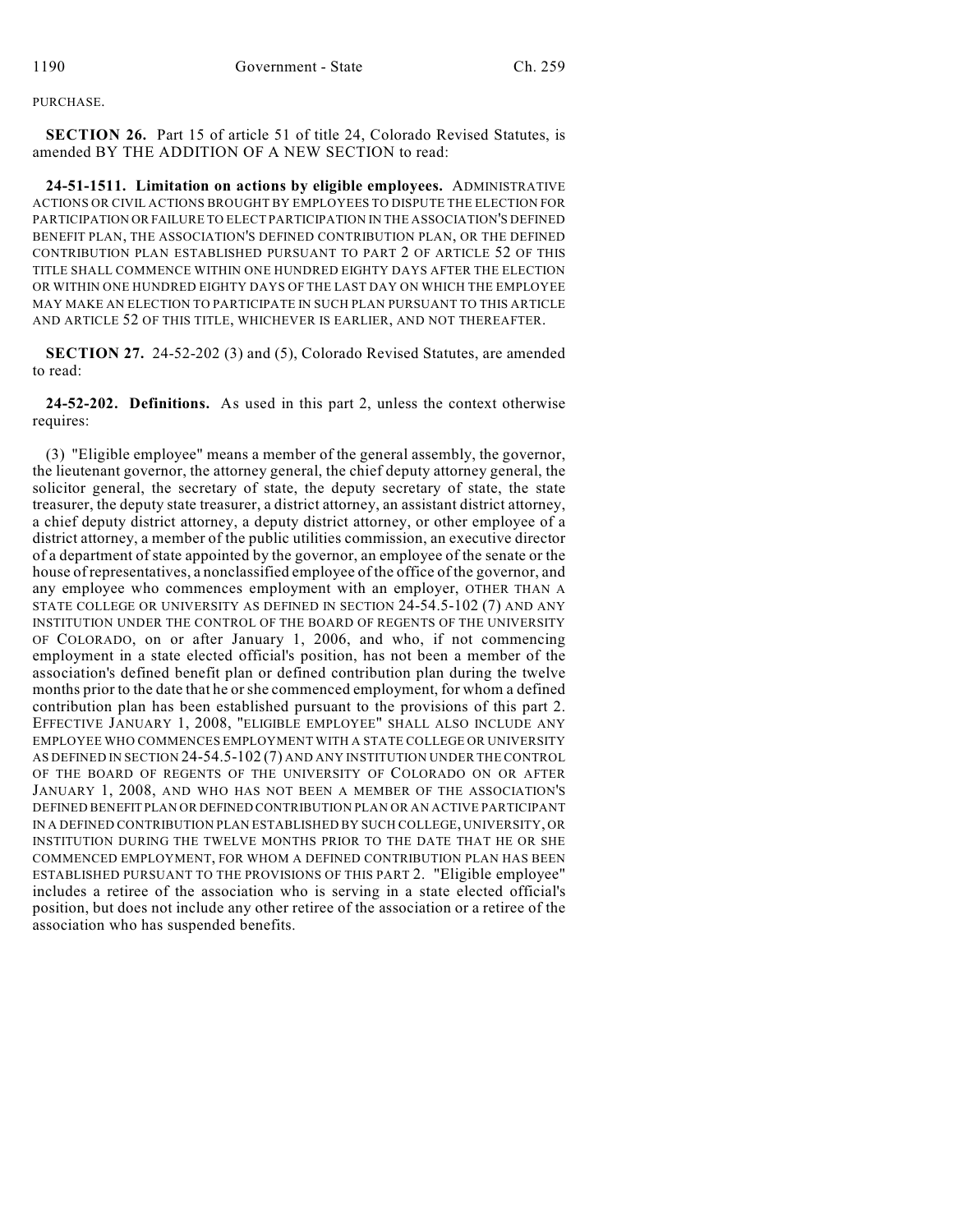PURCHASE.

**SECTION 26.** Part 15 of article 51 of title 24, Colorado Revised Statutes, is amended BY THE ADDITION OF A NEW SECTION to read:

**24-51-1511. Limitation on actions by eligible employees.** ADMINISTRATIVE ACTIONS OR CIVIL ACTIONS BROUGHT BY EMPLOYEES TO DISPUTE THE ELECTION FOR PARTICIPATION OR FAILURE TO ELECT PARTICIPATION IN THE ASSOCIATION'S DEFINED BENEFIT PLAN, THE ASSOCIATION'S DEFINED CONTRIBUTION PLAN, OR THE DEFINED CONTRIBUTION PLAN ESTABLISHED PURSUANT TO PART 2 OF ARTICLE 52 OF THIS TITLE SHALL COMMENCE WITHIN ONE HUNDRED EIGHTY DAYS AFTER THE ELECTION OR WITHIN ONE HUNDRED EIGHTY DAYS OF THE LAST DAY ON WHICH THE EMPLOYEE MAY MAKE AN ELECTION TO PARTICIPATE IN SUCH PLAN PURSUANT TO THIS ARTICLE AND ARTICLE 52 OF THIS TITLE, WHICHEVER IS EARLIER, AND NOT THEREAFTER.

**SECTION 27.** 24-52-202 (3) and (5), Colorado Revised Statutes, are amended to read:

**24-52-202. Definitions.** As used in this part 2, unless the context otherwise requires:

(3) "Eligible employee" means a member of the general assembly, the governor, the lieutenant governor, the attorney general, the chief deputy attorney general, the solicitor general, the secretary of state, the deputy secretary of state, the state treasurer, the deputy state treasurer, a district attorney, an assistant district attorney, a chief deputy district attorney, a deputy district attorney, or other employee of a district attorney, a member of the public utilities commission, an executive director of a department of state appointed by the governor, an employee of the senate or the house of representatives, a nonclassified employee of the office of the governor, and any employee who commences employment with an employer, OTHER THAN A STATE COLLEGE OR UNIVERSITY AS DEFINED IN SECTION 24-54.5-102 (7) AND ANY INSTITUTION UNDER THE CONTROL OF THE BOARD OF REGENTS OF THE UNIVERSITY OF COLORADO, on or after January 1, 2006, and who, if not commencing employment in a state elected official's position, has not been a member of the association's defined benefit plan or defined contribution plan during the twelve months prior to the date that he or she commenced employment, for whom a defined contribution plan has been established pursuant to the provisions of this part 2. EFFECTIVE JANUARY 1, 2008, "ELIGIBLE EMPLOYEE" SHALL ALSO INCLUDE ANY EMPLOYEE WHO COMMENCES EMPLOYMENT WITH A STATE COLLEGE OR UNIVERSITY AS DEFINED IN SECTION 24-54.5-102 (7) AND ANY INSTITUTION UNDER THE CONTROL OF THE BOARD OF REGENTS OF THE UNIVERSITY OF COLORADO ON OR AFTER JANUARY 1, 2008, AND WHO HAS NOT BEEN A MEMBER OF THE ASSOCIATION'S DEFINED BENEFIT PLAN OR DEFINED CONTRIBUTION PLAN OR AN ACTIVE PARTICIPANT IN A DEFINED CONTRIBUTION PLAN ESTABLISHED BY SUCH COLLEGE, UNIVERSITY, OR INSTITUTION DURING THE TWELVE MONTHS PRIOR TO THE DATE THAT HE OR SHE COMMENCED EMPLOYMENT, FOR WHOM A DEFINED CONTRIBUTION PLAN HAS BEEN ESTABLISHED PURSUANT TO THE PROVISIONS OF THIS PART 2. "Eligible employee" includes a retiree of the association who is serving in a state elected official's position, but does not include any other retiree of the association or a retiree of the association who has suspended benefits.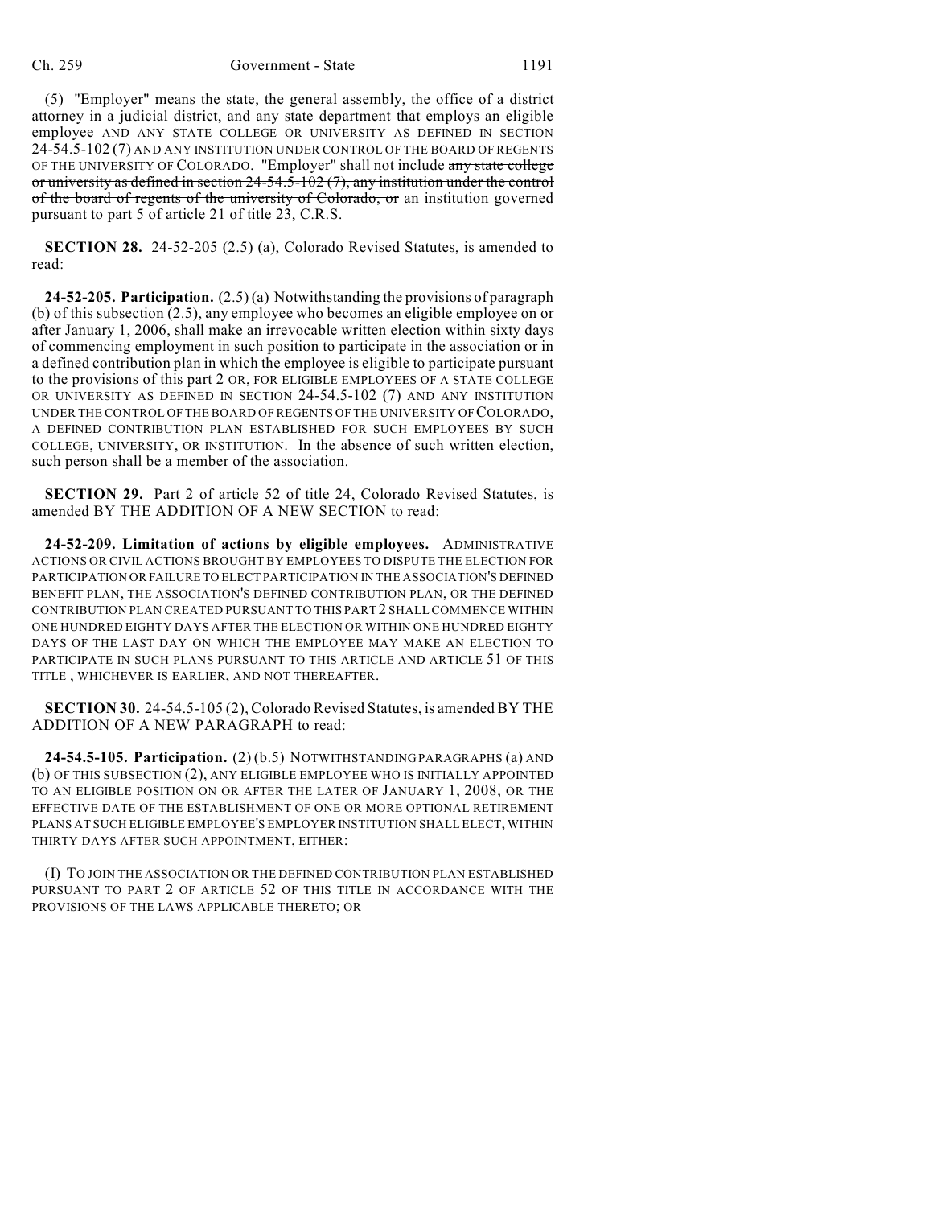(5) "Employer" means the state, the general assembly, the office of a district attorney in a judicial district, and any state department that employs an eligible employee AND ANY STATE COLLEGE OR UNIVERSITY AS DEFINED IN SECTION 24-54.5-102 (7) AND ANY INSTITUTION UNDER CONTROL OF THE BOARD OF REGENTS OF THE UNIVERSITY OF COLORADO. "Employer" shall not include ~~any state college or university as defined in section 24-54.5-102 (7), any institution under the control of the board of regents of the university of Colorado, or~~ an institution governed pursuant to part 5 of article 21 of title 23, C.R.S.

**SECTION 28.** 24-52-205 (2.5) (a), Colorado Revised Statutes, is amended to read:

**24-52-205. Participation.** (2.5) (a) Notwithstanding the provisions of paragraph (b) of this subsection (2.5), any employee who becomes an eligible employee on or after January 1, 2006, shall make an irrevocable written election within sixty days of commencing employment in such position to participate in the association or in a defined contribution plan in which the employee is eligible to participate pursuant to the provisions of this part 2 OR, FOR ELIGIBLE EMPLOYEES OF A STATE COLLEGE OR UNIVERSITY AS DEFINED IN SECTION 24-54.5-102 (7) AND ANY INSTITUTION UNDER THE CONTROL OF THE BOARD OF REGENTS OF THE UNIVERSITY OF COLORADO, A DEFINED CONTRIBUTION PLAN ESTABLISHED FOR SUCH EMPLOYEES BY SUCH COLLEGE, UNIVERSITY, OR INSTITUTION. In the absence of such written election, such person shall be a member of the association.

**SECTION 29.** Part 2 of article 52 of title 24, Colorado Revised Statutes, is amended BY THE ADDITION OF A NEW SECTION to read:

**24-52-209. Limitation of actions by eligible employees.** ADMINISTRATIVE ACTIONS OR CIVIL ACTIONS BROUGHT BY EMPLOYEES TO DISPUTE THE ELECTION FOR PARTICIPATION OR FAILURE TO ELECT PARTICIPATION IN THE ASSOCIATION'S DEFINED BENEFIT PLAN, THE ASSOCIATION'S DEFINED CONTRIBUTION PLAN, OR THE DEFINED CONTRIBUTION PLAN CREATED PURSUANT TO THIS PART 2 SHALL COMMENCE WITHIN ONE HUNDRED EIGHTY DAYS AFTER THE ELECTION OR WITHIN ONE HUNDRED EIGHTY DAYS OF THE LAST DAY ON WHICH THE EMPLOYEE MAY MAKE AN ELECTION TO PARTICIPATE IN SUCH PLANS PURSUANT TO THIS ARTICLE AND ARTICLE 51 OF THIS TITLE , WHICHEVER IS EARLIER, AND NOT THEREAFTER.

**SECTION 30.** 24-54.5-105 (2), Colorado Revised Statutes, is amended BY THE ADDITION OF A NEW PARAGRAPH to read:

**24-54.5-105. Participation.** (2) (b.5) NOTWITHSTANDING PARAGRAPHS (a) AND (b) OF THIS SUBSECTION (2), ANY ELIGIBLE EMPLOYEE WHO IS INITIALLY APPOINTED TO AN ELIGIBLE POSITION ON OR AFTER THE LATER OF JANUARY 1, 2008, OR THE EFFECTIVE DATE OF THE ESTABLISHMENT OF ONE OR MORE OPTIONAL RETIREMENT PLANS AT SUCH ELIGIBLE EMPLOYEE'S EMPLOYER INSTITUTION SHALL ELECT, WITHIN THIRTY DAYS AFTER SUCH APPOINTMENT, EITHER:

(I) TO JOIN THE ASSOCIATION OR THE DEFINED CONTRIBUTION PLAN ESTABLISHED PURSUANT TO PART 2 OF ARTICLE 52 OF THIS TITLE IN ACCORDANCE WITH THE PROVISIONS OF THE LAWS APPLICABLE THERETO; OR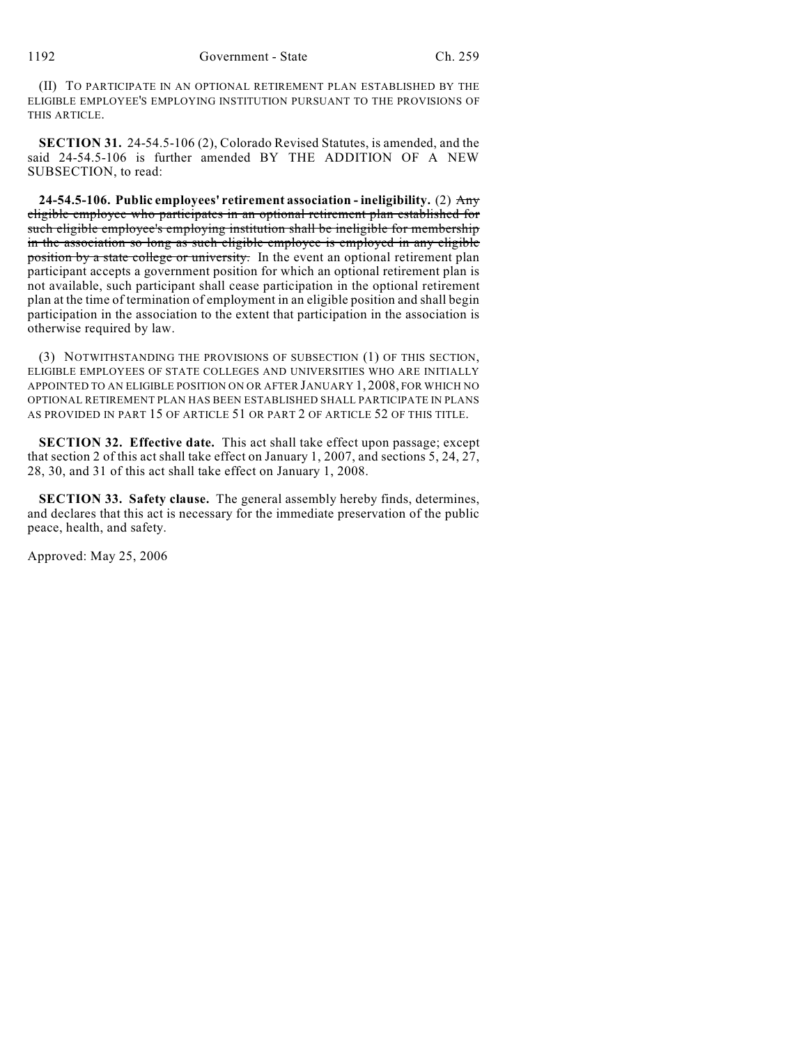(II) TO PARTICIPATE IN AN OPTIONAL RETIREMENT PLAN ESTABLISHED BY THE ELIGIBLE EMPLOYEE'S EMPLOYING INSTITUTION PURSUANT TO THE PROVISIONS OF THIS ARTICLE.

**SECTION 31.** 24-54.5-106 (2), Colorado Revised Statutes, is amended, and the said 24-54.5-106 is further amended BY THE ADDITION OF A NEW SUBSECTION, to read:

**24-54.5-106. Public employees' retirement association - ineligibility.** (2) ~~Any eligible employee who participates in an optional retirement plan established for such eligible employee's employing institution shall be ineligible for membership in the association so long as such eligible employee is employed in any eligible position by a state college or university.~~ In the event an optional retirement plan participant accepts a government position for which an optional retirement plan is not available, such participant shall cease participation in the optional retirement plan at the time of termination of employment in an eligible position and shall begin participation in the association to the extent that participation in the association is otherwise required by law.

(3) NOTWITHSTANDING THE PROVISIONS OF SUBSECTION (1) OF THIS SECTION, ELIGIBLE EMPLOYEES OF STATE COLLEGES AND UNIVERSITIES WHO ARE INITIALLY APPOINTED TO AN ELIGIBLE POSITION ON OR AFTER JANUARY 1, 2008, FOR WHICH NO OPTIONAL RETIREMENT PLAN HAS BEEN ESTABLISHED SHALL PARTICIPATE IN PLANS AS PROVIDED IN PART 15 OF ARTICLE 51 OR PART 2 OF ARTICLE 52 OF THIS TITLE.

**SECTION 32. Effective date.** This act shall take effect upon passage; except that section 2 of this act shall take effect on January 1, 2007, and sections 5, 24, 27, 28, 30, and 31 of this act shall take effect on January 1, 2008.

**SECTION 33. Safety clause.** The general assembly hereby finds, determines, and declares that this act is necessary for the immediate preservation of the public peace, health, and safety.

Approved: May 25, 2006